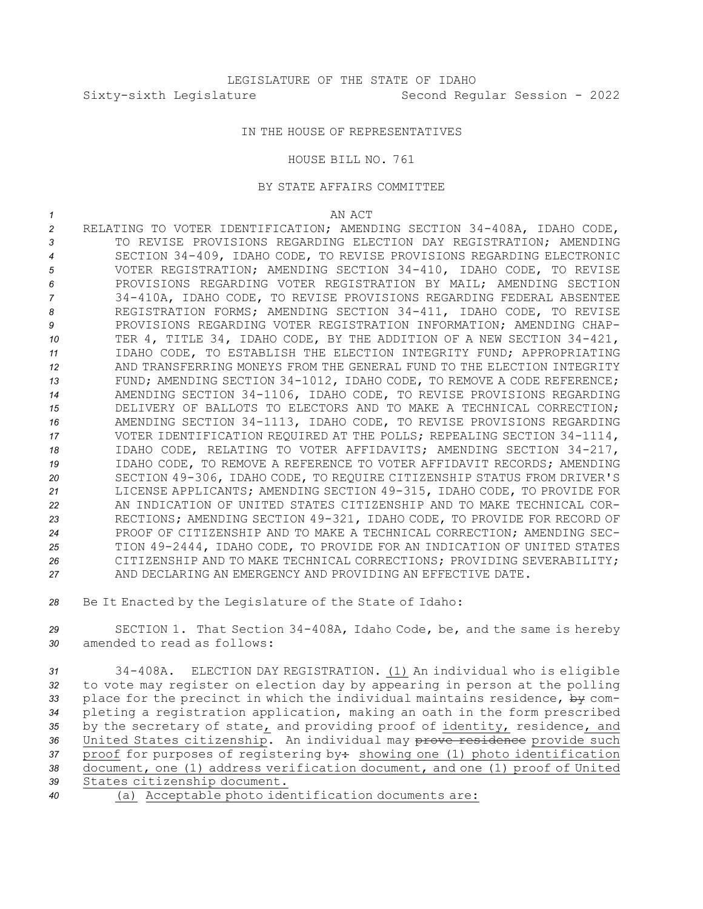LEGISLATURE OF THE STATE OF IDAHO

Sixty-sixth Legislature Second Regular Session - 2022

IN THE HOUSE OF REPRESENTATIVES

HOUSE BILL NO. 761

BY STATE AFFAIRS COMMITTEE

AN ACT

RELATING TO VOTER IDENTIFICATION; AMENDING SECTION 34-408A, IDAHO CODE, TO REVISE PROVISIONS REGARDING ELECTION DAY REGISTRATION; AMENDING SECTION 34-409, IDAHO CODE, TO REVISE PROVISIONS REGARDING ELECTRONIC VOTER REGISTRATION; AMENDING SECTION 34-410, IDAHO CODE, TO REVISE PROVISIONS REGARDING VOTER REGISTRATION BY MAIL; AMENDING SECTION 34-410A, IDAHO CODE, TO REVISE PROVISIONS REGARDING FEDERAL ABSENTEE REGISTRATION FORMS; AMENDING SECTION 34-411, IDAHO CODE, TO REVISE PROVISIONS REGARDING VOTER REGISTRATION INFORMATION; AMENDING CHAPTER 4, TITLE 34, IDAHO CODE, BY THE ADDITION OF A NEW SECTION 34-421, IDAHO CODE, TO ESTABLISH THE ELECTION INTEGRITY FUND; APPROPRIATING AND TRANSFERRING MONEYS FROM THE GENERAL FUND TO THE ELECTION INTEGRITY FUND; AMENDING SECTION 34-1012, IDAHO CODE, TO REMOVE A CODE REFERENCE; AMENDING SECTION 34-1106, IDAHO CODE, TO REVISE PROVISIONS REGARDING DELIVERY OF BALLOTS TO ELECTORS AND TO MAKE A TECHNICAL CORRECTION; AMENDING SECTION 34-1113, IDAHO CODE, TO REVISE PROVISIONS REGARDING VOTER IDENTIFICATION REQUIRED AT THE POLLS; REPEALING SECTION 34-1114, IDAHO CODE, RELATING TO VOTER AFFIDAVITS; AMENDING SECTION 34-217, IDAHO CODE, TO REMOVE A REFERENCE TO VOTER AFFIDAVIT RECORDS; AMENDING SECTION 49-306, IDAHO CODE, TO REQUIRE CITIZENSHIP STATUS FROM DRIVER'S LICENSE APPLICANTS; AMENDING SECTION 49-315, IDAHO CODE, TO PROVIDE FOR AN INDICATION OF UNITED STATES CITIZENSHIP AND TO MAKE TECHNICAL CORRECTIONS; AMENDING SECTION 49-321, IDAHO CODE, TO PROVIDE FOR RECORD OF PROOF OF CITIZENSHIP AND TO MAKE A TECHNICAL CORRECTION; AMENDING SECTION 49-2444, IDAHO CODE, TO PROVIDE FOR AN INDICATION OF UNITED STATES CITIZENSHIP AND TO MAKE TECHNICAL CORRECTIONS; PROVIDING SEVERABILITY; AND DECLARING AN EMERGENCY AND PROVIDING AN EFFECTIVE DATE.

Be It Enacted by the Legislature of the State of Idaho:

SECTION 1. That Section 34-408A, Idaho Code, be, and the same is hereby amended to read as follows:

34-408A. ELECTION DAY REGISTRATION. (1) An individual who is eligible to vote may register on election day by appearing in person at the polling place for the precinct in which the individual maintains residence, ~~by~~ completing a registration application, making an oath in the form prescribed by the secretary of state, and providing proof of identity, residence, and United States citizenship. An individual may ~~prove residence~~ provide such proof for purposes of registering by~~:~~ showing one (1) photo identification document, one (1) address verification document, and one (1) proof of United States citizenship document.

(a) Acceptable photo identification documents are: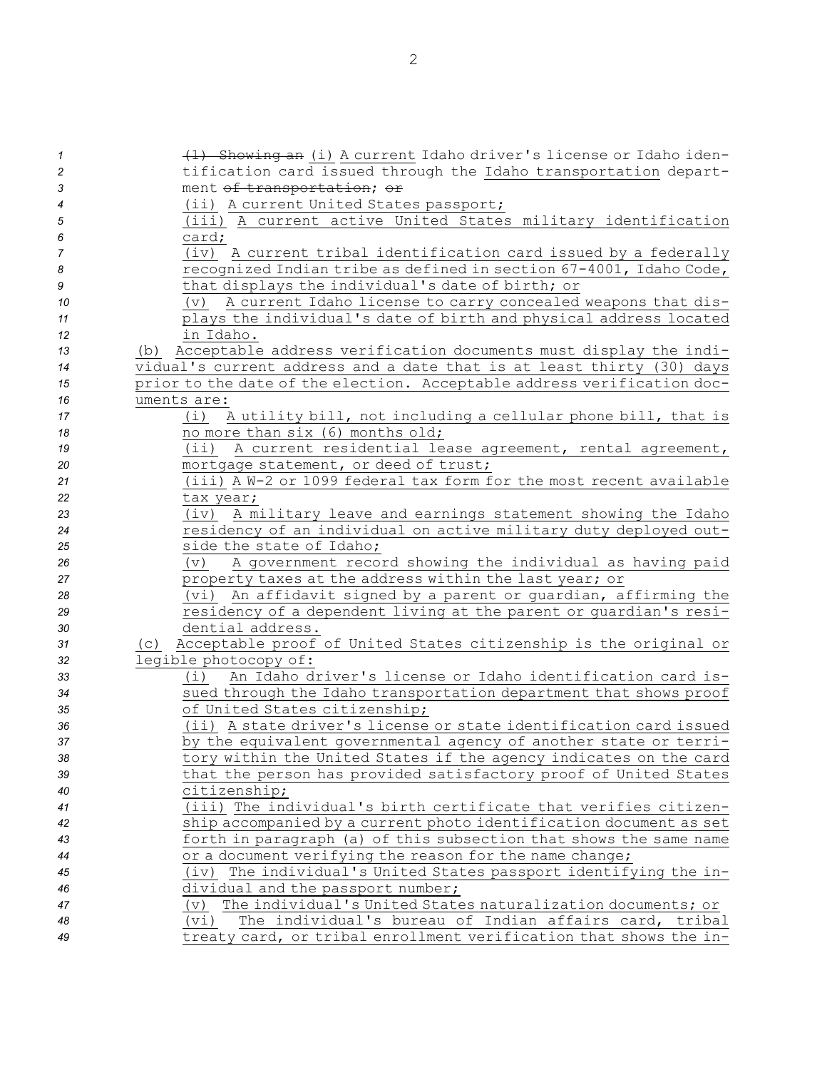(1) Showing an (i) A current Idaho driver's license or Idaho identification card issued through the Idaho transportation department of transportation; or

(ii) A current United States passport;

(iii) A current active United States military identification card;

(iv) A current tribal identification card issued by a federally recognized Indian tribe as defined in section 67-4001, Idaho Code, that displays the individual's date of birth; or

(v) A current Idaho license to carry concealed weapons that displays the individual's date of birth and physical address located in Idaho.

(b) Acceptable address verification documents must display the individual's current address and a date that is at least thirty (30) days prior to the date of the election. Acceptable address verification documents are:

(i) A utility bill, not including a cellular phone bill, that is no more than six (6) months old;

(ii) A current residential lease agreement, rental agreement, mortgage statement, or deed of trust;

(iii) A W-2 or 1099 federal tax form for the most recent available tax year;

(iv) A military leave and earnings statement showing the Idaho residency of an individual on active military duty deployed outside the state of Idaho;

(v) A government record showing the individual as having paid property taxes at the address within the last year; or

(vi) An affidavit signed by a parent or guardian, affirming the residency of a dependent living at the parent or guardian's residential address.

(c) Acceptable proof of United States citizenship is the original or legible photocopy of:

(i) An Idaho driver's license or Idaho identification card issued through the Idaho transportation department that shows proof of United States citizenship;

(ii) A state driver's license or state identification card issued by the equivalent governmental agency of another state or territory within the United States if the agency indicates on the card that the person has provided satisfactory proof of United States citizenship;

(iii) The individual's birth certificate that verifies citizenship accompanied by a current photo identification document as set forth in paragraph (a) of this subsection that shows the same name or a document verifying the reason for the name change;

(iv) The individual's United States passport identifying the individual and the passport number;

(v) The individual's United States naturalization documents; or

(vi) The individual's bureau of Indian affairs card, tribal treaty card, or tribal enrollment verification that shows the in-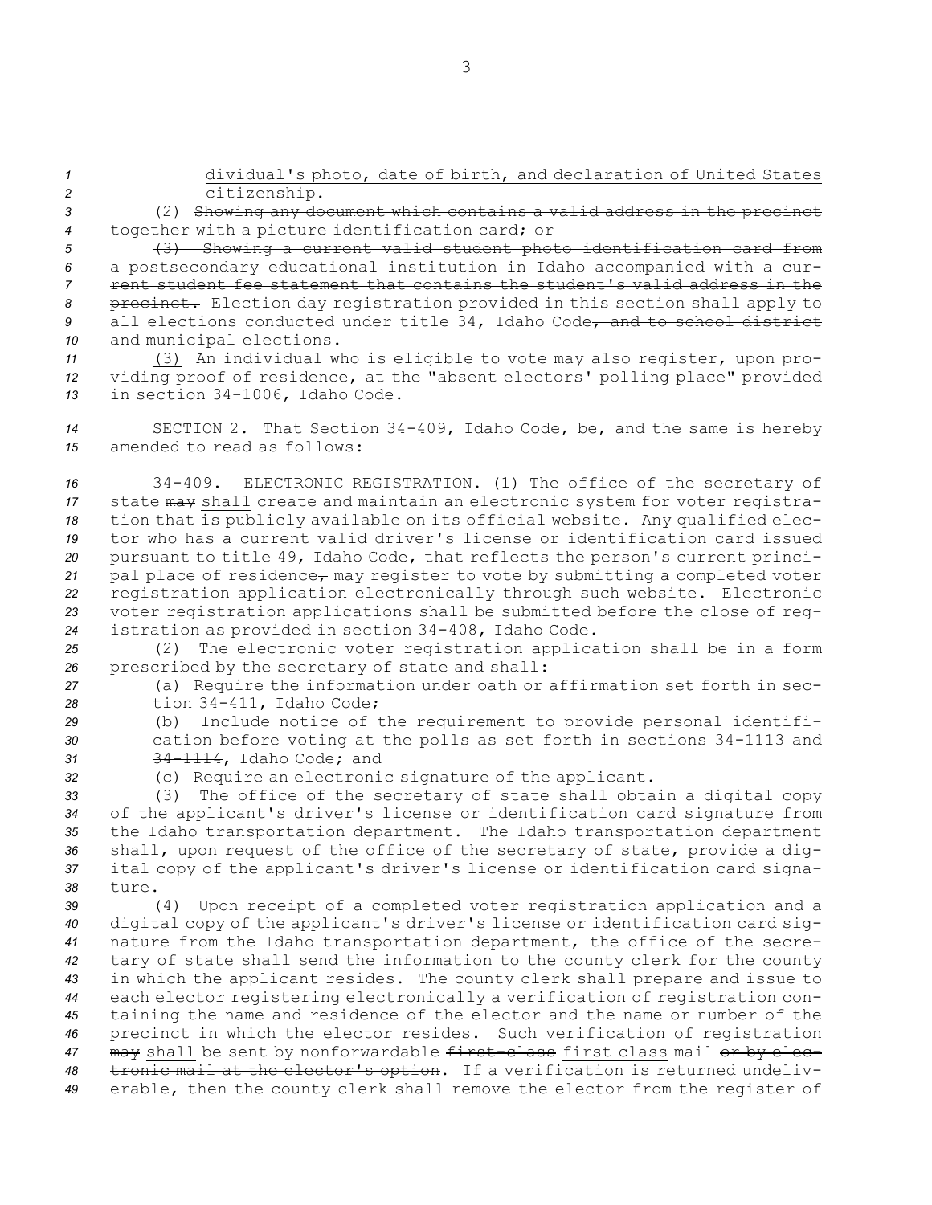<u>dividual's photo, date of birth, and declaration of United States citizenship.</u>

(2) ~~Showing any document which contains a valid address in the precinct together with a picture identification card; or~~

~~(3) Showing a current valid student photo identification card from a postsecondary educational institution in Idaho accompanied with a current student fee statement that contains the student's valid address in the precinct.~~ Election day registration provided in this section shall apply to all elections conducted under title 34, Idaho Code~~, and to school district and municipal elections~~.

<u>(3)</u> An individual who is eligible to vote may also register, upon providing proof of residence, at the ~~"~~absent electors' polling place~~"~~ provided in section 34-1006, Idaho Code.

SECTION 2. That Section 34-409, Idaho Code, be, and the same is hereby amended to read as follows:

34-409. ELECTRONIC REGISTRATION. (1) The office of the secretary of state ~~may~~ <u>shall</u> create and maintain an electronic system for voter registration that is publicly available on its official website. Any qualified elector who has a current valid driver's license or identification card issued pursuant to title 49, Idaho Code, that reflects the person's current principal place of residence~~,~~ may register to vote by submitting a completed voter registration application electronically through such website. Electronic voter registration applications shall be submitted before the close of registration as provided in section 34-408, Idaho Code.

(2) The electronic voter registration application shall be in a form prescribed by the secretary of state and shall:

(a) Require the information under oath or affirmation set forth in section 34-411, Idaho Code;

(b) Include notice of the requirement to provide personal identification before voting at the polls as set forth in section~~s~~ 34-1113 ~~and 34-1114~~, Idaho Code; and

(c) Require an electronic signature of the applicant.

(3) The office of the secretary of state shall obtain a digital copy of the applicant's driver's license or identification card signature from the Idaho transportation department. The Idaho transportation department shall, upon request of the office of the secretary of state, provide a digital copy of the applicant's driver's license or identification card signature.

(4) Upon receipt of a completed voter registration application and a digital copy of the applicant's driver's license or identification card signature from the Idaho transportation department, the office of the secretary of state shall send the information to the county clerk for the county in which the applicant resides. The county clerk shall prepare and issue to each elector registering electronically a verification of registration containing the name and residence of the elector and the name or number of the precinct in which the elector resides. Such verification of registration ~~may~~ <u>shall</u> be sent by nonforwardable ~~first-class~~ <u>first class</u> mail ~~or by electronic mail at the elector's option~~. If a verification is returned undeliverable, then the county clerk shall remove the elector from the register of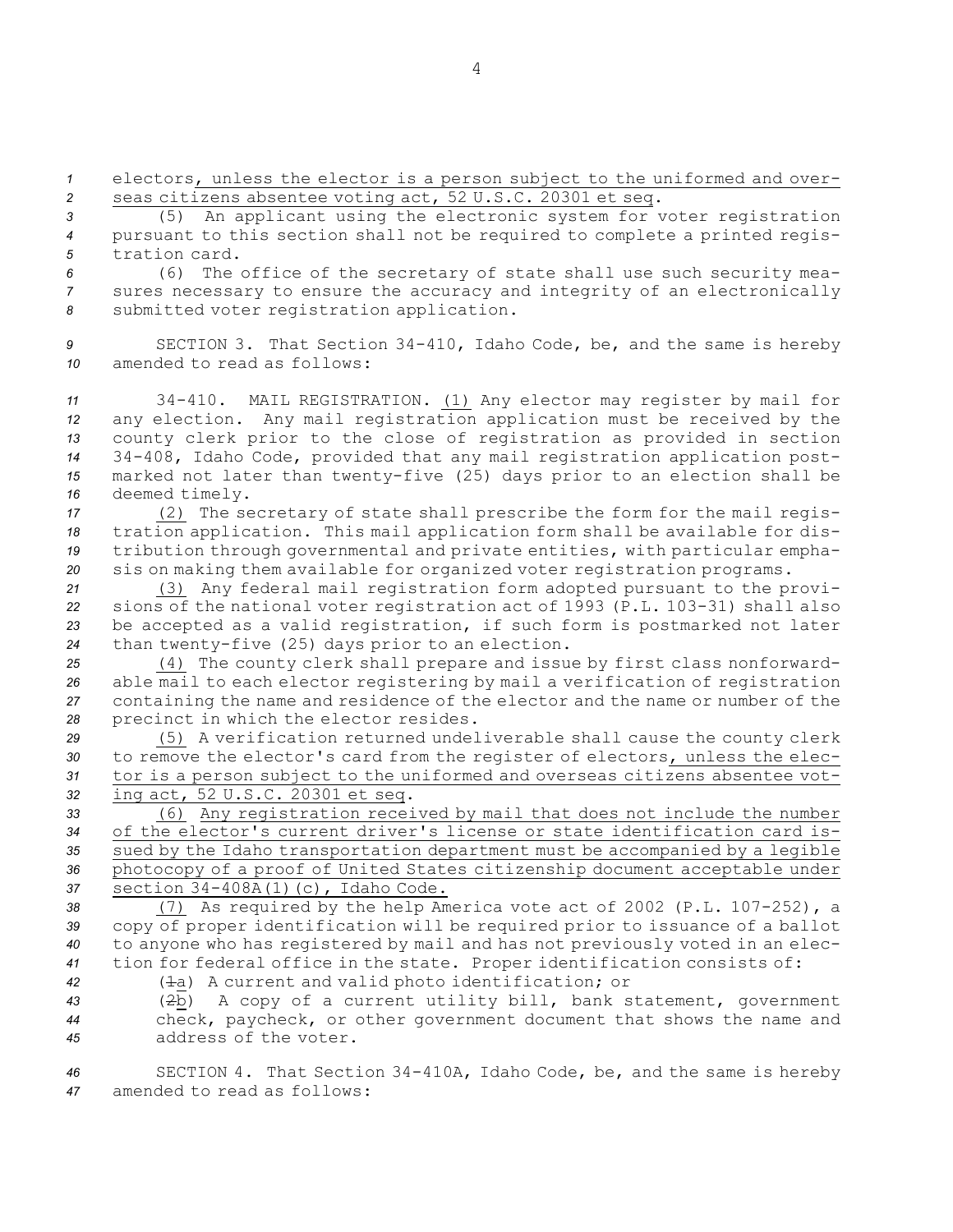electors, unless the elector is a person subject to the uniformed and overseas citizens absentee voting act, 52 U.S.C. 20301 et seq.

(5) An applicant using the electronic system for voter registration pursuant to this section shall not be required to complete a printed registration card.

(6) The office of the secretary of state shall use such security measures necessary to ensure the accuracy and integrity of an electronically submitted voter registration application.

SECTION 3. That Section 34-410, Idaho Code, be, and the same is hereby amended to read as follows:

34-410. MAIL REGISTRATION. (1) Any elector may register by mail for any election. Any mail registration application must be received by the county clerk prior to the close of registration as provided in section 34-408, Idaho Code, provided that any mail registration application postmarked not later than twenty-five (25) days prior to an election shall be deemed timely.

(2) The secretary of state shall prescribe the form for the mail registration application. This mail application form shall be available for distribution through governmental and private entities, with particular emphasis on making them available for organized voter registration programs.

(3) Any federal mail registration form adopted pursuant to the provisions of the national voter registration act of 1993 (P.L. 103-31) shall also be accepted as a valid registration, if such form is postmarked not later than twenty-five (25) days prior to an election.

(4) The county clerk shall prepare and issue by first class nonforwardable mail to each elector registering by mail a verification of registration containing the name and residence of the elector and the name or number of the precinct in which the elector resides.

(5) A verification returned undeliverable shall cause the county clerk to remove the elector's card from the register of electors, unless the elector is a person subject to the uniformed and overseas citizens absentee voting act, 52 U.S.C. 20301 et seq.

(6) Any registration received by mail that does not include the number of the elector's current driver's license or state identification card issued by the Idaho transportation department must be accompanied by a legible photocopy of a proof of United States citizenship document acceptable under section 34-408A(1)(c), Idaho Code.

(7) As required by the help America vote act of 2002 (P.L. 107-252), a copy of proper identification will be required prior to issuance of a ballot to anyone who has registered by mail and has not previously voted in an election for federal office in the state. Proper identification consists of:

(~~1~~a) A current and valid photo identification; or

(~~2~~b) A copy of a current utility bill, bank statement, government check, paycheck, or other government document that shows the name and address of the voter.

SECTION 4. That Section 34-410A, Idaho Code, be, and the same is hereby amended to read as follows: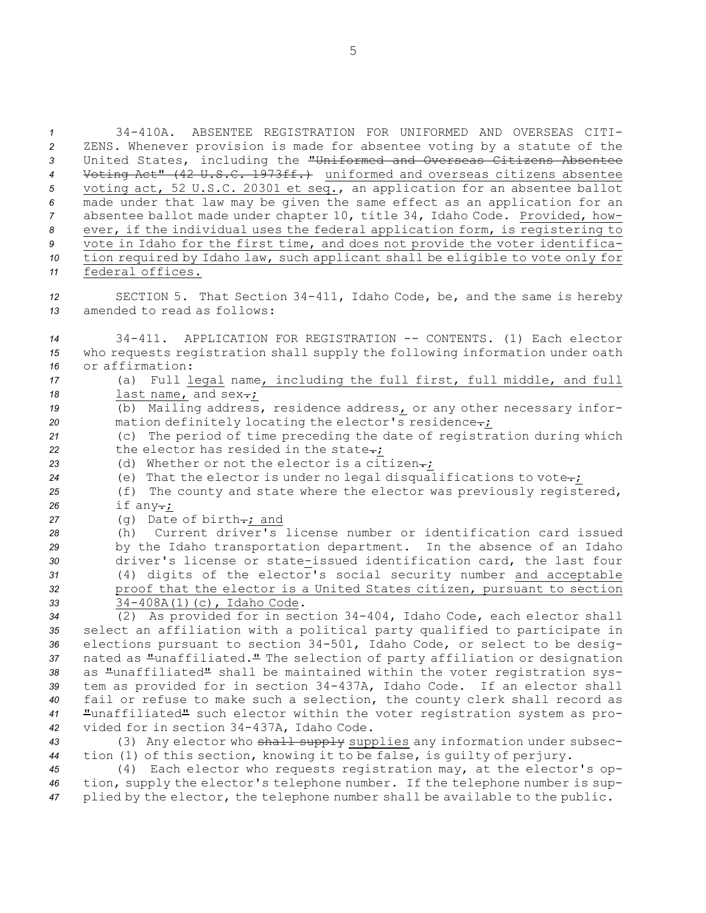34-410A. ABSENTEE REGISTRATION FOR UNIFORMED AND OVERSEAS CITIZENS. Whenever provision is made for absentee voting by a statute of the United States, including the ~~"Uniformed and Overseas Citizens Absentee Voting Act" (42 U.S.C. 1973ff.)~~ <u>uniformed and overseas citizens absentee voting act, 52 U.S.C. 20301 et seq.</u>, an application for an absentee ballot made under that law may be given the same effect as an application for an absentee ballot made under chapter 10, title 34, Idaho Code. <u>Provided, however, if the individual uses the federal application form, is registering to vote in Idaho for the first time, and does not provide the voter identification required by Idaho law, such applicant shall be eligible to vote only for federal offices.</u>

SECTION 5. That Section 34-411, Idaho Code, be, and the same is hereby amended to read as follows:

34-411. APPLICATION FOR REGISTRATION -- CONTENTS. (1) Each elector who requests registration shall supply the following information under oath or affirmation:

(a) Full <u>legal</u> name<u>, including the full first, full middle, and full last name,</u> and sex~~.~~<u>;</u>

(b) Mailing address, residence address<u>,</u> or any other necessary information definitely locating the elector's residence~~.~~<u>;</u>

(c) The period of time preceding the date of registration during which the elector has resided in the state~~.~~<u>;</u>

(d) Whether or not the elector is a citizen~~.~~<u>;</u>

(e) That the elector is under no legal disqualifications to vote~~.~~<u>;</u>

(f) The county and state where the elector was previously registered, if any~~.~~<u>;</u>

(g) Date of birth~~.~~<u>; and</u>

(h) Current driver's license number or identification card issued by the Idaho transportation department. In the absence of an Idaho driver's license or state-issued identification card, the last four (4) digits of the elector's social security number <u>and acceptable proof that the elector is a United States citizen, pursuant to section 34-408A(1)(c), Idaho Code</u>.

(2) As provided for in section 34-404, Idaho Code, each elector shall select an affiliation with a political party qualified to participate in elections pursuant to section 34-501, Idaho Code, or select to be designated as "unaffiliated." The selection of party affiliation or designation as "unaffiliated" shall be maintained within the voter registration system as provided for in section 34-437A, Idaho Code. If an elector shall fail or refuse to make such a selection, the county clerk shall record as "unaffiliated" such elector within the voter registration system as provided for in section 34-437A, Idaho Code.

(3) Any elector who ~~shall supply~~ <u>supplies</u> any information under subsection (1) of this section, knowing it to be false, is guilty of perjury.

(4) Each elector who requests registration may, at the elector's option, supply the elector's telephone number. If the telephone number is supplied by the elector, the telephone number shall be available to the public.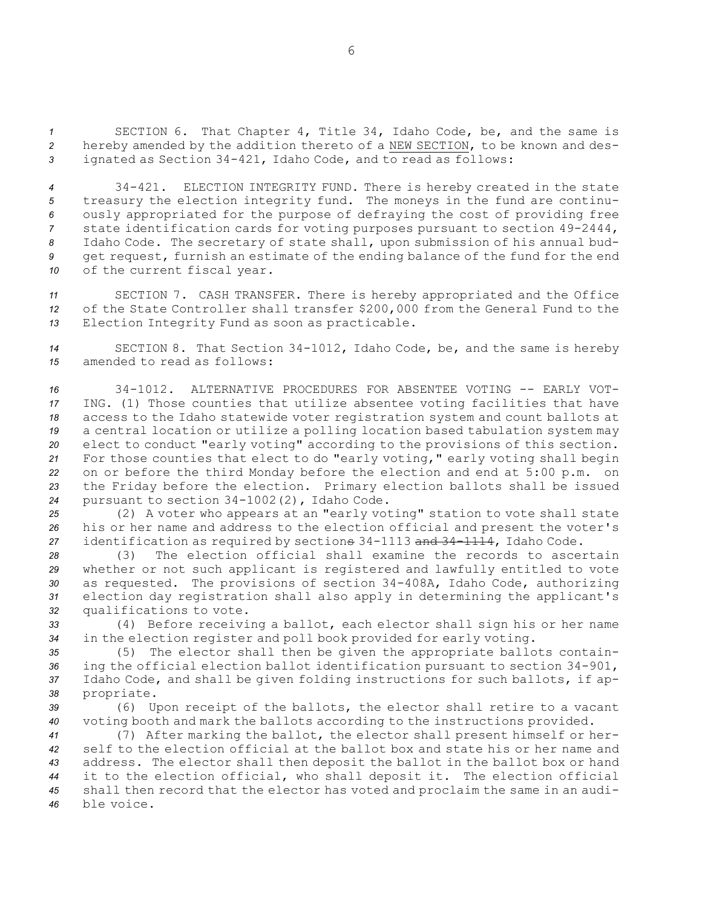SECTION 6. That Chapter 4, Title 34, Idaho Code, be, and the same is hereby amended by the addition thereto of a NEW SECTION, to be known and designated as Section 34-421, Idaho Code, and to read as follows:

34-421. ELECTION INTEGRITY FUND. There is hereby created in the state treasury the election integrity fund. The moneys in the fund are continuously appropriated for the purpose of defraying the cost of providing free state identification cards for voting purposes pursuant to section 49-2444, Idaho Code. The secretary of state shall, upon submission of his annual budget request, furnish an estimate of the ending balance of the fund for the end of the current fiscal year.

SECTION 7. CASH TRANSFER. There is hereby appropriated and the Office of the State Controller shall transfer $200,000 from the General Fund to the Election Integrity Fund as soon as practicable.

SECTION 8. That Section 34-1012, Idaho Code, be, and the same is hereby amended to read as follows:

34-1012. ALTERNATIVE PROCEDURES FOR ABSENTEE VOTING -- EARLY VOTING. (1) Those counties that utilize absentee voting facilities that have access to the Idaho statewide voter registration system and count ballots at a central location or utilize a polling location based tabulation system may elect to conduct "early voting" according to the provisions of this section. For those counties that elect to do "early voting," early voting shall begin on or before the third Monday before the election and end at 5:00 p.m. on the Friday before the election. Primary election ballots shall be issued pursuant to section 34-1002(2), Idaho Code.

(2) A voter who appears at an "early voting" station to vote shall state his or her name and address to the election official and present the voter's identification as required by section~~s~~ 34-1113 ~~and 34-1114~~, Idaho Code.

(3) The election official shall examine the records to ascertain whether or not such applicant is registered and lawfully entitled to vote as requested. The provisions of section 34-408A, Idaho Code, authorizing election day registration shall also apply in determining the applicant's qualifications to vote.

(4) Before receiving a ballot, each elector shall sign his or her name in the election register and poll book provided for early voting.

(5) The elector shall then be given the appropriate ballots containing the official election ballot identification pursuant to section 34-901, Idaho Code, and shall be given folding instructions for such ballots, if appropriate.

(6) Upon receipt of the ballots, the elector shall retire to a vacant voting booth and mark the ballots according to the instructions provided.

(7) After marking the ballot, the elector shall present himself or herself to the election official at the ballot box and state his or her name and address. The elector shall then deposit the ballot in the ballot box or hand it to the election official, who shall deposit it. The election official shall then record that the elector has voted and proclaim the same in an audible voice.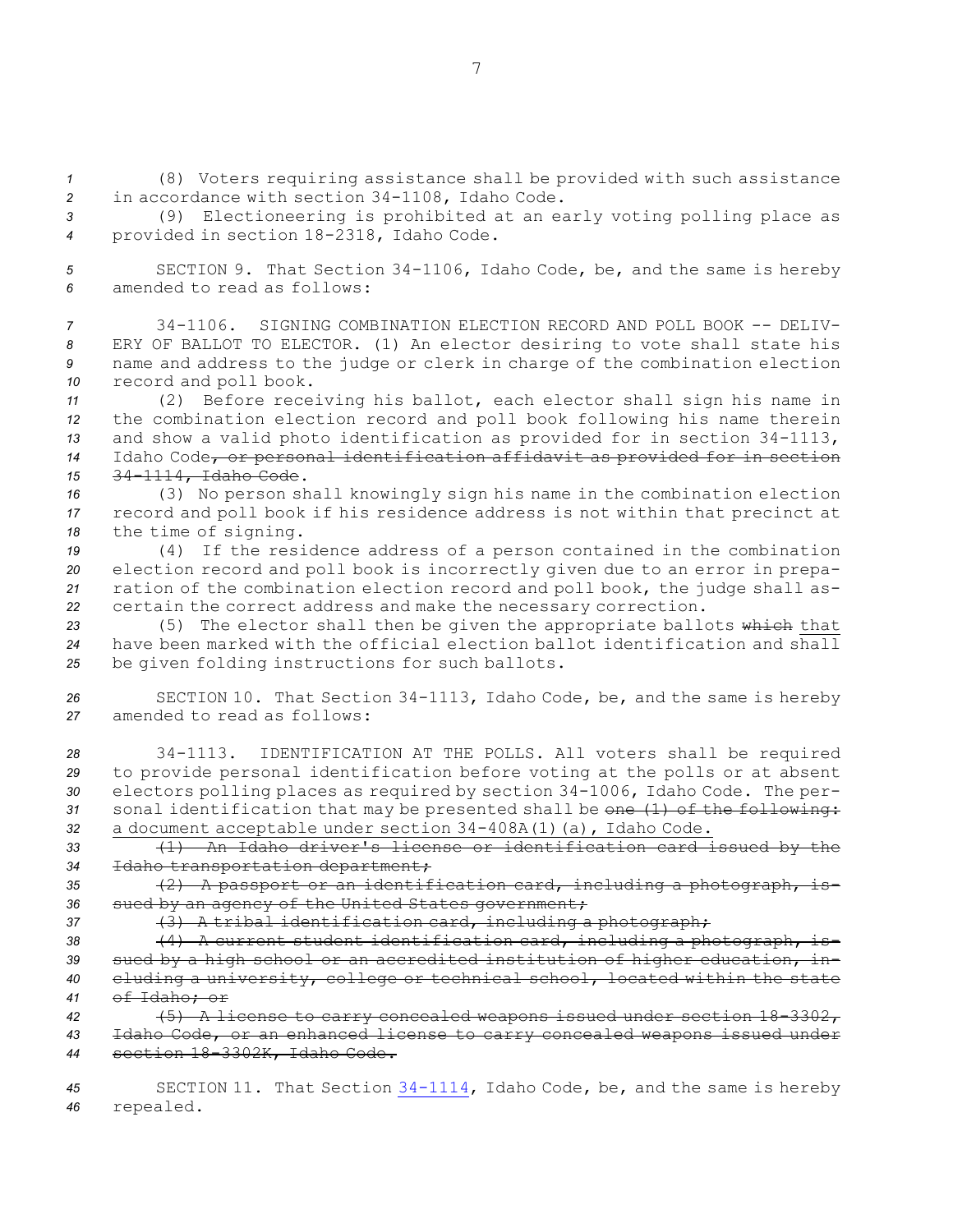(8) Voters requiring assistance shall be provided with such assistance in accordance with section 34-1108, Idaho Code.

(9) Electioneering is prohibited at an early voting polling place as provided in section 18-2318, Idaho Code.

SECTION 9. That Section 34-1106, Idaho Code, be, and the same is hereby amended to read as follows:

34-1106. SIGNING COMBINATION ELECTION RECORD AND POLL BOOK -- DELIVERY OF BALLOT TO ELECTOR. (1) An elector desiring to vote shall state his name and address to the judge or clerk in charge of the combination election record and poll book.

(2) Before receiving his ballot, each elector shall sign his name in the combination election record and poll book following his name therein and show a valid photo identification as provided for in section 34-1113, Idaho Code~~, or personal identification affidavit as provided for in section 34-1114, Idaho Code~~.

(3) No person shall knowingly sign his name in the combination election record and poll book if his residence address is not within that precinct at the time of signing.

(4) If the residence address of a person contained in the combination election record and poll book is incorrectly given due to an error in preparation of the combination election record and poll book, the judge shall ascertain the correct address and make the necessary correction.

(5) The elector shall then be given the appropriate ballots ~~which~~ <u>that</u> have been marked with the official election ballot identification and shall be given folding instructions for such ballots.

SECTION 10. That Section 34-1113, Idaho Code, be, and the same is hereby amended to read as follows:

34-1113. IDENTIFICATION AT THE POLLS. All voters shall be required to provide personal identification before voting at the polls or at absent electors polling places as required by section 34-1006, Idaho Code. The personal identification that may be presented shall be ~~one (1) of the following:~~ <u>a document acceptable under section 34-408A(1)(a), Idaho Code.</u>

~~(1) An Idaho driver's license or identification card issued by the Idaho transportation department;~~

~~(2) A passport or an identification card, including a photograph, issued by an agency of the United States government;~~

~~(3) A tribal identification card, including a photograph;~~

~~(4) A current student identification card, including a photograph, issued by a high school or an accredited institution of higher education, including a university, college or technical school, located within the state of Idaho; or~~

~~(5) A license to carry concealed weapons issued under section 18-3302, Idaho Code, or an enhanced license to carry concealed weapons issued under section 18-3302K, Idaho Code.~~

SECTION 11. That Section 34-1114, Idaho Code, be, and the same is hereby repealed.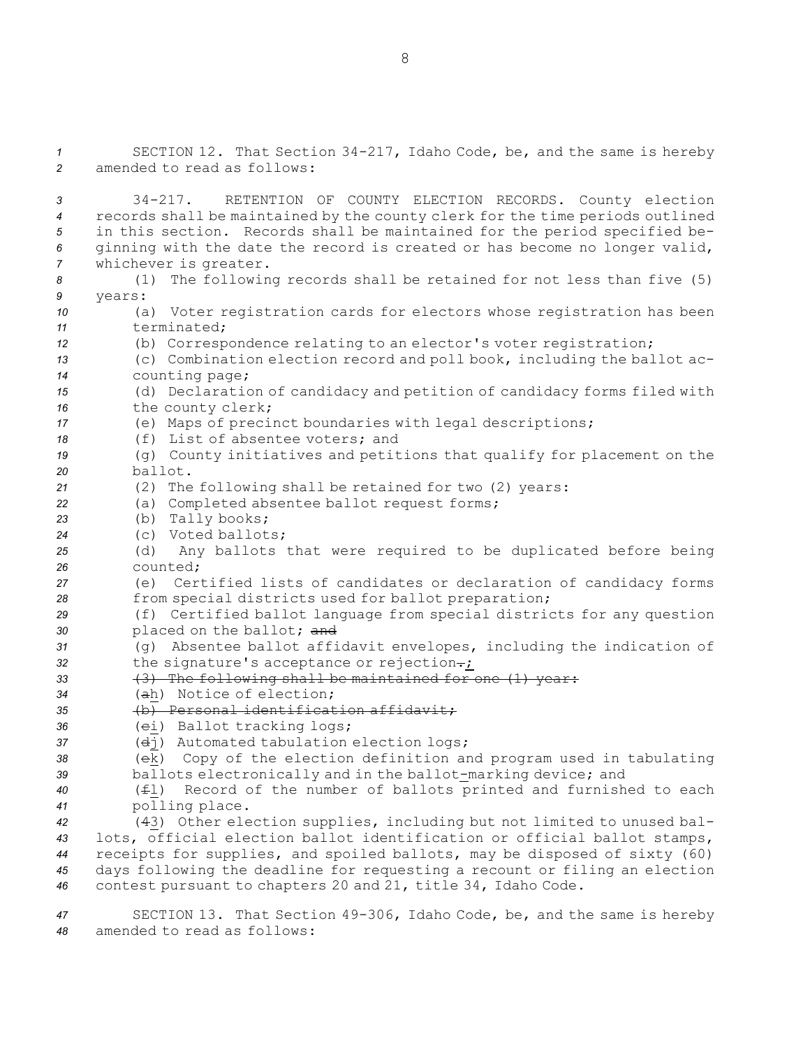SECTION 12. That Section 34-217, Idaho Code, be, and the same is hereby amended to read as follows:

34-217. RETENTION OF COUNTY ELECTION RECORDS. County election records shall be maintained by the county clerk for the time periods outlined in this section. Records shall be maintained for the period specified beginning with the date the record is created or has become no longer valid, whichever is greater.

(1) The following records shall be retained for not less than five (5) years:

(a) Voter registration cards for electors whose registration has been terminated;

(b) Correspondence relating to an elector's voter registration;

(c) Combination election record and poll book, including the ballot accounting page;

(d) Declaration of candidacy and petition of candidacy forms filed with the county clerk;

(e) Maps of precinct boundaries with legal descriptions;

(f) List of absentee voters; and

(g) County initiatives and petitions that qualify for placement on the ballot.

(2) The following shall be retained for two (2) years:

(a) Completed absentee ballot request forms;

(b) Tally books;

(c) Voted ballots;

(d) Any ballots that were required to be duplicated before being counted;

(e) Certified lists of candidates or declaration of candidacy forms from special districts used for ballot preparation;

(f) Certified ballot language from special districts for any question placed on the ballot; ~~and~~

(g) Absentee ballot affidavit envelopes, including the indication of the signature's acceptance or rejection~~.~~;

~~(3) The following shall be maintained for one (1) year:~~

(~~a~~h) Notice of election;

~~(b) Personal identification affidavit;~~

(~~c~~i) Ballot tracking logs;

(~~d~~j) Automated tabulation election logs;

(~~e~~k) Copy of the election definition and program used in tabulating ballots electronically and in the ballot-marking device; and

(~~f~~l) Record of the number of ballots printed and furnished to each polling place.

(~~4~~3) Other election supplies, including but not limited to unused ballots, official election ballot identification or official ballot stamps, receipts for supplies, and spoiled ballots, may be disposed of sixty (60) days following the deadline for requesting a recount or filing an election contest pursuant to chapters 20 and 21, title 34, Idaho Code.

SECTION 13. That Section 49-306, Idaho Code, be, and the same is hereby amended to read as follows: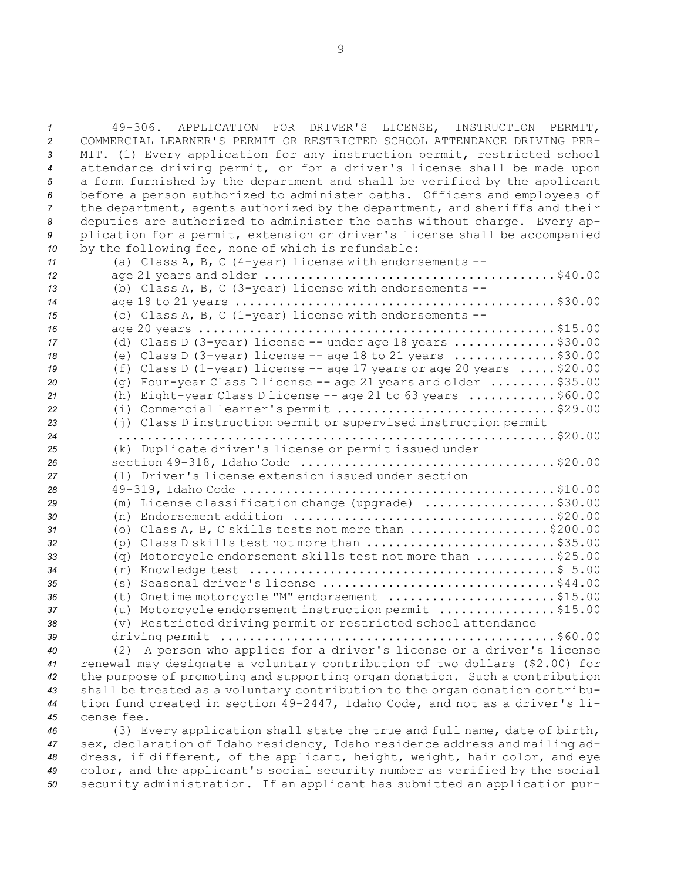49-306. APPLICATION FOR DRIVER'S LICENSE, INSTRUCTION PERMIT, COMMERCIAL LEARNER'S PERMIT OR RESTRICTED SCHOOL ATTENDANCE DRIVING PERMIT. (1) Every application for any instruction permit, restricted school attendance driving permit, or for a driver's license shall be made upon a form furnished by the department and shall be verified by the applicant before a person authorized to administer oaths. Officers and employees of the department, agents authorized by the department, and sheriffs and their deputies are authorized to administer the oaths without charge. Every application for a permit, extension or driver's license shall be accompanied by the following fee, none of which is refundable:

(a) Class A, B, C (4-year) license with endorsements -- age 21 years and older ........................................$40.00
(b) Class A, B, C (3-year) license with endorsements -- age 18 to 21 years ............................................$30.00
(c) Class A, B, C (1-year) license with endorsements -- age 20 years ...................................................$15.00
(d) Class D (3-year) license -- under age 18 years ..............$30.00
(e) Class D (3-year) license -- age 18 to 21 years ..............$30.00
(f) Class D (1-year) license -- age 17 years or age 20 years .....$20.00
(g) Four-year Class D license -- age 21 years and older .........$35.00
(h) Eight-year Class D license -- age 21 to 63 years ............$60.00
(i) Commercial learner's permit ..............................$29.00
(j) Class D instruction permit or supervised instruction permit ..............................................................$20.00
(k) Duplicate driver's license or permit issued under section 49-318, Idaho Code ....................................$20.00
(l) Driver's license extension issued under section 49-319, Idaho Code ............................................$10.00
(m) License classification change (upgrade) ..................$30.00
(n) Endorsement addition ....................................$20.00
(o) Class A, B, C skills tests not more than ...................$200.00
(p) Class D skills test not more than ..........................$35.00
(q) Motorcycle endorsement skills test not more than ...........$25.00
(r) Knowledge test ..........................................$ 5.00
(s) Seasonal driver's license ................................$44.00
(t) Onetime motorcycle "M" endorsement ........................$15.00
(u) Motorcycle endorsement instruction permit ................$15.00
(v) Restricted driving permit or restricted school attendance driving permit .............................................$60.00

(2) A person who applies for a driver's license or a driver's license renewal may designate a voluntary contribution of two dollars ($2.00) for the purpose of promoting and supporting organ donation. Such a contribution shall be treated as a voluntary contribution to the organ donation contribution fund created in section 49-2447, Idaho Code, and not as a driver's license fee.

(3) Every application shall state the true and full name, date of birth, sex, declaration of Idaho residency, Idaho residence address and mailing address, if different, of the applicant, height, weight, hair color, and eye color, and the applicant's social security number as verified by the social security administration. If an applicant has submitted an application pur-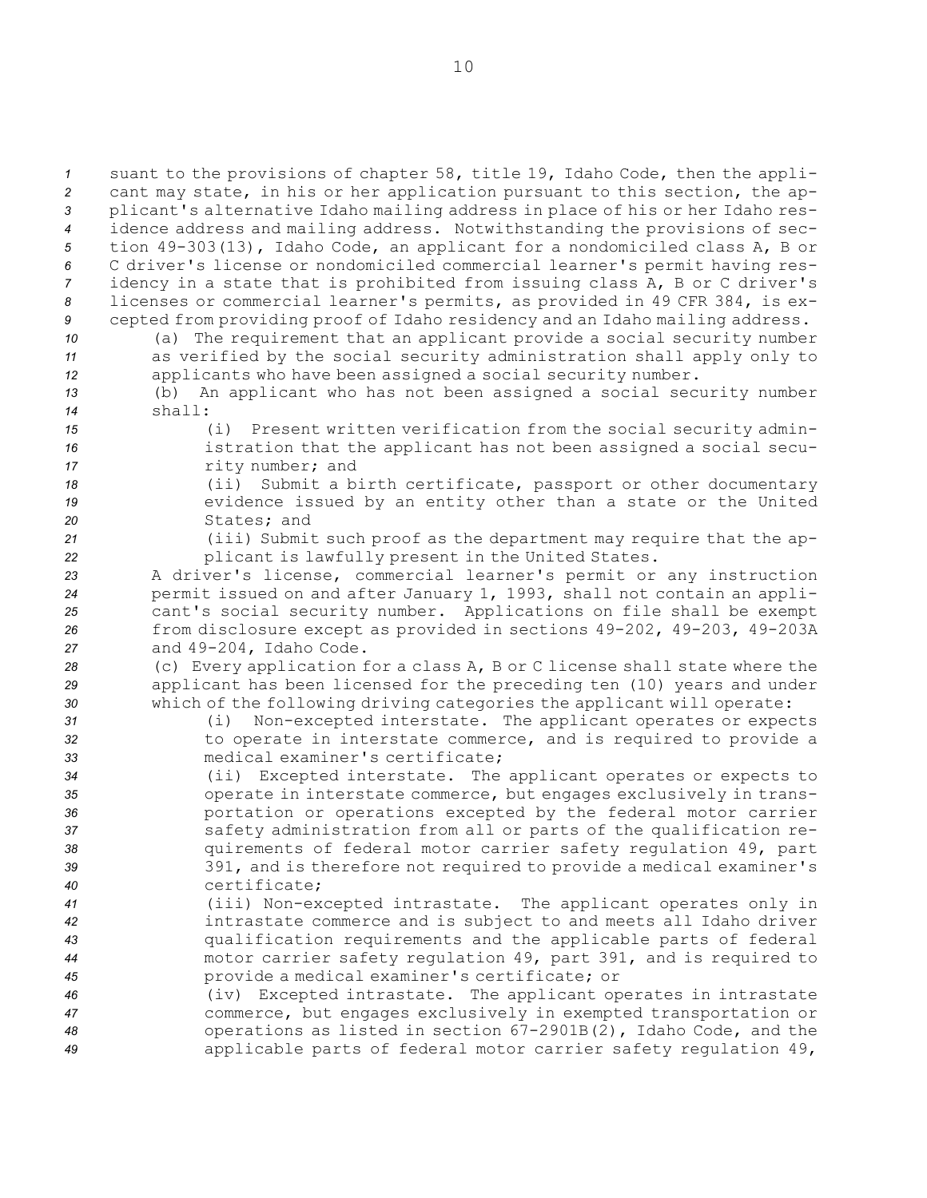suant to the provisions of chapter 58, title 19, Idaho Code, then the applicant may state, in his or her application pursuant to this section, the applicant's alternative Idaho mailing address in place of his or her Idaho residence address and mailing address. Notwithstanding the provisions of section 49-303(13), Idaho Code, an applicant for a nondomiciled class A, B or C driver's license or nondomiciled commercial learner's permit having residency in a state that is prohibited from issuing class A, B or C driver's licenses or commercial learner's permits, as provided in 49 CFR 384, is excepted from providing proof of Idaho residency and an Idaho mailing address.

(a) The requirement that an applicant provide a social security number as verified by the social security administration shall apply only to applicants who have been assigned a social security number.

(b) An applicant who has not been assigned a social security number shall:

(i) Present written verification from the social security administration that the applicant has not been assigned a social security number; and

(ii) Submit a birth certificate, passport or other documentary evidence issued by an entity other than a state or the United States; and

(iii) Submit such proof as the department may require that the applicant is lawfully present in the United States.

A driver's license, commercial learner's permit or any instruction permit issued on and after January 1, 1993, shall not contain an applicant's social security number. Applications on file shall be exempt from disclosure except as provided in sections 49-202, 49-203, 49-203A and 49-204, Idaho Code.

(c) Every application for a class A, B or C license shall state where the applicant has been licensed for the preceding ten (10) years and under which of the following driving categories the applicant will operate:

(i) Non-excepted interstate. The applicant operates or expects to operate in interstate commerce, and is required to provide a medical examiner's certificate;

(ii) Excepted interstate. The applicant operates or expects to operate in interstate commerce, but engages exclusively in transportation or operations excepted by the federal motor carrier safety administration from all or parts of the qualification requirements of federal motor carrier safety regulation 49, part 391, and is therefore not required to provide a medical examiner's certificate;

(iii) Non-excepted intrastate. The applicant operates only in intrastate commerce and is subject to and meets all Idaho driver qualification requirements and the applicable parts of federal motor carrier safety regulation 49, part 391, and is required to provide a medical examiner's certificate; or

(iv) Excepted intrastate. The applicant operates in intrastate commerce, but engages exclusively in exempted transportation or operations as listed in section 67-2901B(2), Idaho Code, and the applicable parts of federal motor carrier safety regulation 49,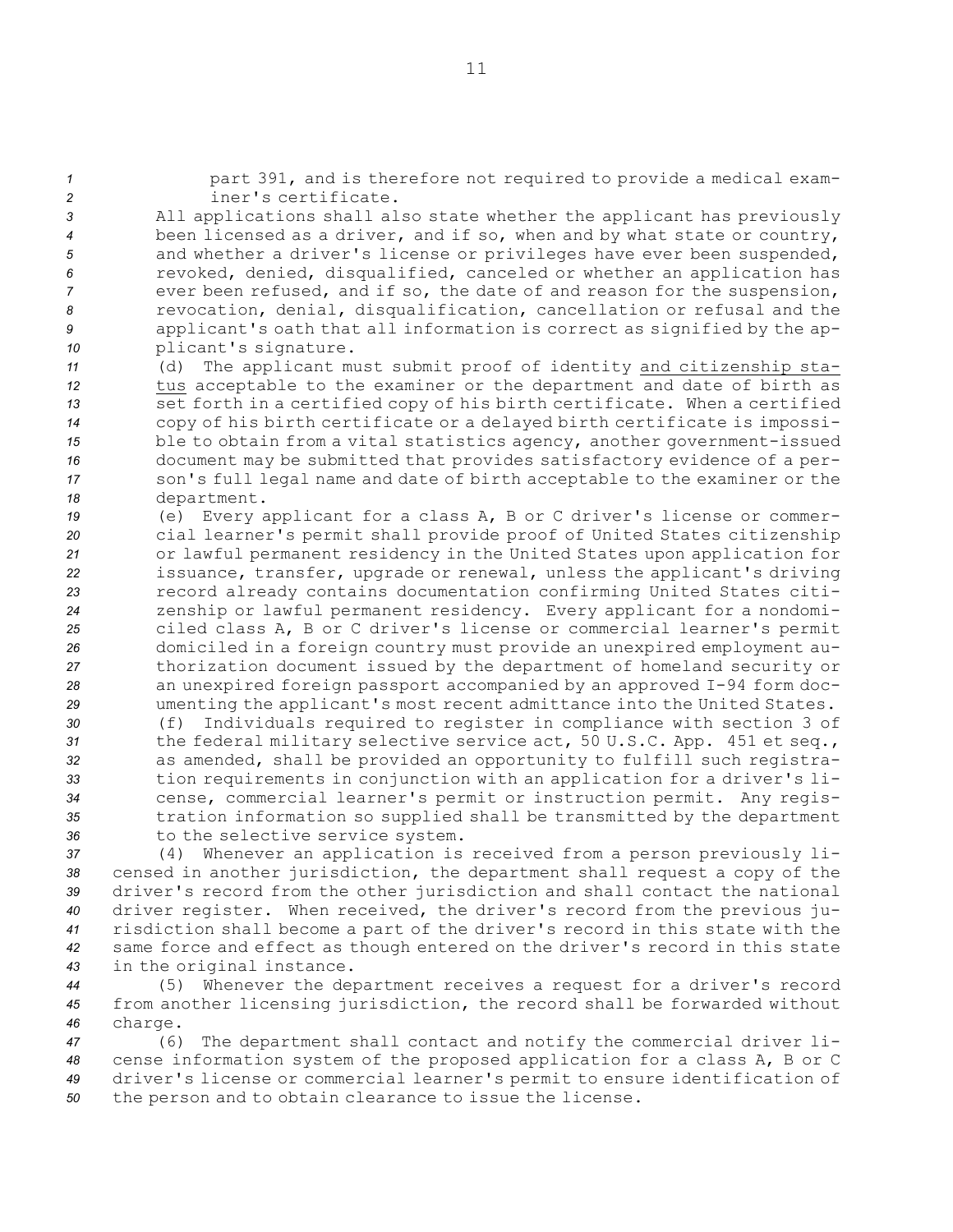part 391, and is therefore not required to provide a medical examiner's certificate.

All applications shall also state whether the applicant has previously been licensed as a driver, and if so, when and by what state or country, and whether a driver's license or privileges have ever been suspended, revoked, denied, disqualified, canceled or whether an application has ever been refused, and if so, the date of and reason for the suspension, revocation, denial, disqualification, cancellation or refusal and the applicant's oath that all information is correct as signified by the applicant's signature.

(d) The applicant must submit proof of identity and citizenship status acceptable to the examiner or the department and date of birth as set forth in a certified copy of his birth certificate. When a certified copy of his birth certificate or a delayed birth certificate is impossible to obtain from a vital statistics agency, another government-issued document may be submitted that provides satisfactory evidence of a person's full legal name and date of birth acceptable to the examiner or the department.

(e) Every applicant for a class A, B or C driver's license or commercial learner's permit shall provide proof of United States citizenship or lawful permanent residency in the United States upon application for issuance, transfer, upgrade or renewal, unless the applicant's driving record already contains documentation confirming United States citizenship or lawful permanent residency. Every applicant for a nondomiciled class A, B or C driver's license or commercial learner's permit domiciled in a foreign country must provide an unexpired employment authorization document issued by the department of homeland security or an unexpired foreign passport accompanied by an approved I-94 form documenting the applicant's most recent admittance into the United States.

(f) Individuals required to register in compliance with section 3 of the federal military selective service act, 50 U.S.C. App. 451 et seq., as amended, shall be provided an opportunity to fulfill such registration requirements in conjunction with an application for a driver's license, commercial learner's permit or instruction permit. Any registration information so supplied shall be transmitted by the department to the selective service system.

(4) Whenever an application is received from a person previously licensed in another jurisdiction, the department shall request a copy of the driver's record from the other jurisdiction and shall contact the national driver register. When received, the driver's record from the previous jurisdiction shall become a part of the driver's record in this state with the same force and effect as though entered on the driver's record in this state in the original instance.

(5) Whenever the department receives a request for a driver's record from another licensing jurisdiction, the record shall be forwarded without charge.

(6) The department shall contact and notify the commercial driver license information system of the proposed application for a class A, B or C driver's license or commercial learner's permit to ensure identification of the person and to obtain clearance to issue the license.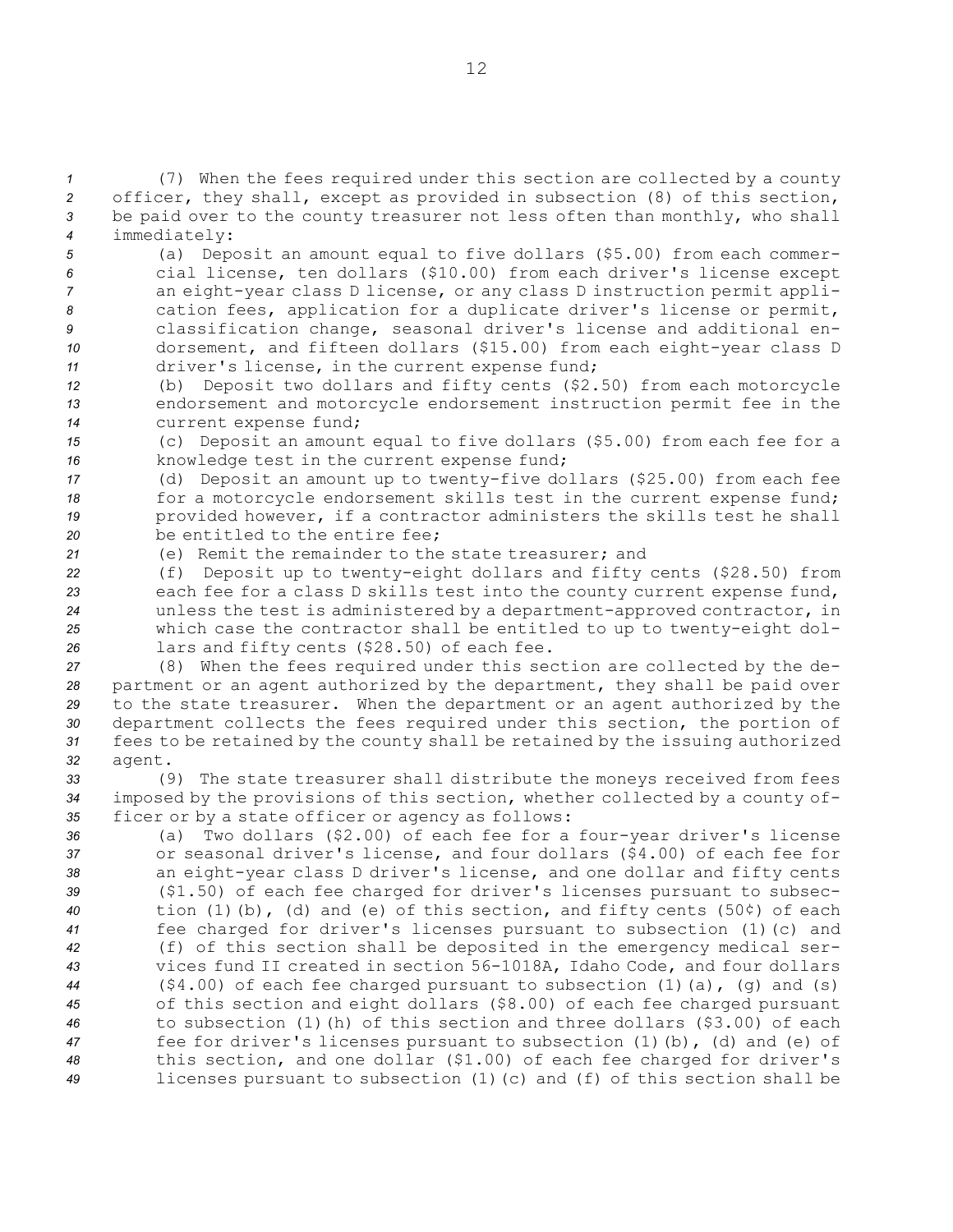(7) When the fees required under this section are collected by a county officer, they shall, except as provided in subsection (8) of this section, be paid over to the county treasurer not less often than monthly, who shall immediately:

(a) Deposit an amount equal to five dollars ($5.00) from each commercial license, ten dollars ($10.00) from each driver's license except an eight-year class D license, or any class D instruction permit application fees, application for a duplicate driver's license or permit, classification change, seasonal driver's license and additional endorsement, and fifteen dollars ($15.00) from each eight-year class D driver's license, in the current expense fund;

(b) Deposit two dollars and fifty cents ($2.50) from each motorcycle endorsement and motorcycle endorsement instruction permit fee in the current expense fund;

(c) Deposit an amount equal to five dollars ($5.00) from each fee for a knowledge test in the current expense fund;

(d) Deposit an amount up to twenty-five dollars ($25.00) from each fee for a motorcycle endorsement skills test in the current expense fund; provided however, if a contractor administers the skills test he shall be entitled to the entire fee;

(e) Remit the remainder to the state treasurer; and

(f) Deposit up to twenty-eight dollars and fifty cents ($28.50) from each fee for a class D skills test into the county current expense fund, unless the test is administered by a department-approved contractor, in which case the contractor shall be entitled to up to twenty-eight dollars and fifty cents ($28.50) of each fee.

(8) When the fees required under this section are collected by the department or an agent authorized by the department, they shall be paid over to the state treasurer. When the department or an agent authorized by the department collects the fees required under this section, the portion of fees to be retained by the county shall be retained by the issuing authorized agent.

(9) The state treasurer shall distribute the moneys received from fees imposed by the provisions of this section, whether collected by a county officer or by a state officer or agency as follows:

(a) Two dollars ($2.00) of each fee for a four-year driver's license or seasonal driver's license, and four dollars ($4.00) of each fee for an eight-year class D driver's license, and one dollar and fifty cents ($1.50) of each fee charged for driver's licenses pursuant to subsection (1)(b), (d) and (e) of this section, and fifty cents (50¢) of each fee charged for driver's licenses pursuant to subsection (1)(c) and (f) of this section shall be deposited in the emergency medical services fund II created in section 56-1018A, Idaho Code, and four dollars ($4.00) of each fee charged pursuant to subsection (1)(a), (g) and (s) of this section and eight dollars ($8.00) of each fee charged pursuant to subsection (1)(h) of this section and three dollars ($3.00) of each fee for driver's licenses pursuant to subsection (1)(b), (d) and (e) of this section, and one dollar ($1.00) of each fee charged for driver's licenses pursuant to subsection (1)(c) and (f) of this section shall be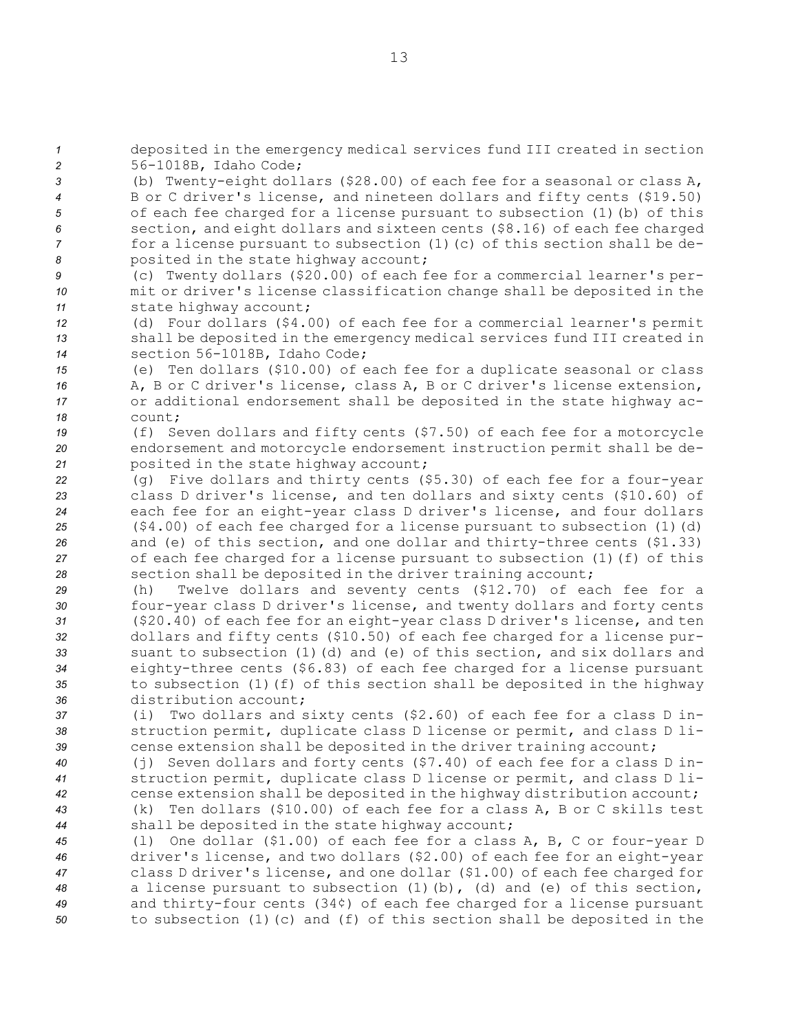deposited in the emergency medical services fund III created in section 56-1018B, Idaho Code;

(b) Twenty-eight dollars ($28.00) of each fee for a seasonal or class A, B or C driver's license, and nineteen dollars and fifty cents ($19.50) of each fee charged for a license pursuant to subsection (1)(b) of this section, and eight dollars and sixteen cents ($8.16) of each fee charged for a license pursuant to subsection (1)(c) of this section shall be deposited in the state highway account;

(c) Twenty dollars ($20.00) of each fee for a commercial learner's permit or driver's license classification change shall be deposited in the state highway account;

(d) Four dollars ($4.00) of each fee for a commercial learner's permit shall be deposited in the emergency medical services fund III created in section 56-1018B, Idaho Code;

(e) Ten dollars ($10.00) of each fee for a duplicate seasonal or class A, B or C driver's license, class A, B or C driver's license extension, or additional endorsement shall be deposited in the state highway account;

(f) Seven dollars and fifty cents ($7.50) of each fee for a motorcycle endorsement and motorcycle endorsement instruction permit shall be deposited in the state highway account;

(g) Five dollars and thirty cents ($5.30) of each fee for a four-year class D driver's license, and ten dollars and sixty cents ($10.60) of each fee for an eight-year class D driver's license, and four dollars ($4.00) of each fee charged for a license pursuant to subsection (1)(d) and (e) of this section, and one dollar and thirty-three cents ($1.33) of each fee charged for a license pursuant to subsection (1)(f) of this section shall be deposited in the driver training account;

(h) Twelve dollars and seventy cents ($12.70) of each fee for a four-year class D driver's license, and twenty dollars and forty cents ($20.40) of each fee for an eight-year class D driver's license, and ten dollars and fifty cents ($10.50) of each fee charged for a license pursuant to subsection (1)(d) and (e) of this section, and six dollars and eighty-three cents ($6.83) of each fee charged for a license pursuant to subsection (1)(f) of this section shall be deposited in the highway distribution account;

(i) Two dollars and sixty cents ($2.60) of each fee for a class D instruction permit, duplicate class D license or permit, and class D license extension shall be deposited in the driver training account;

(j) Seven dollars and forty cents ($7.40) of each fee for a class D instruction permit, duplicate class D license or permit, and class D license extension shall be deposited in the highway distribution account;

(k) Ten dollars ($10.00) of each fee for a class A, B or C skills test shall be deposited in the state highway account;

(l) One dollar ($1.00) of each fee for a class A, B, C or four-year D driver's license, and two dollars ($2.00) of each fee for an eight-year class D driver's license, and one dollar ($1.00) of each fee charged for a license pursuant to subsection (1)(b), (d) and (e) of this section, and thirty-four cents (34¢) of each fee charged for a license pursuant to subsection (1)(c) and (f) of this section shall be deposited in the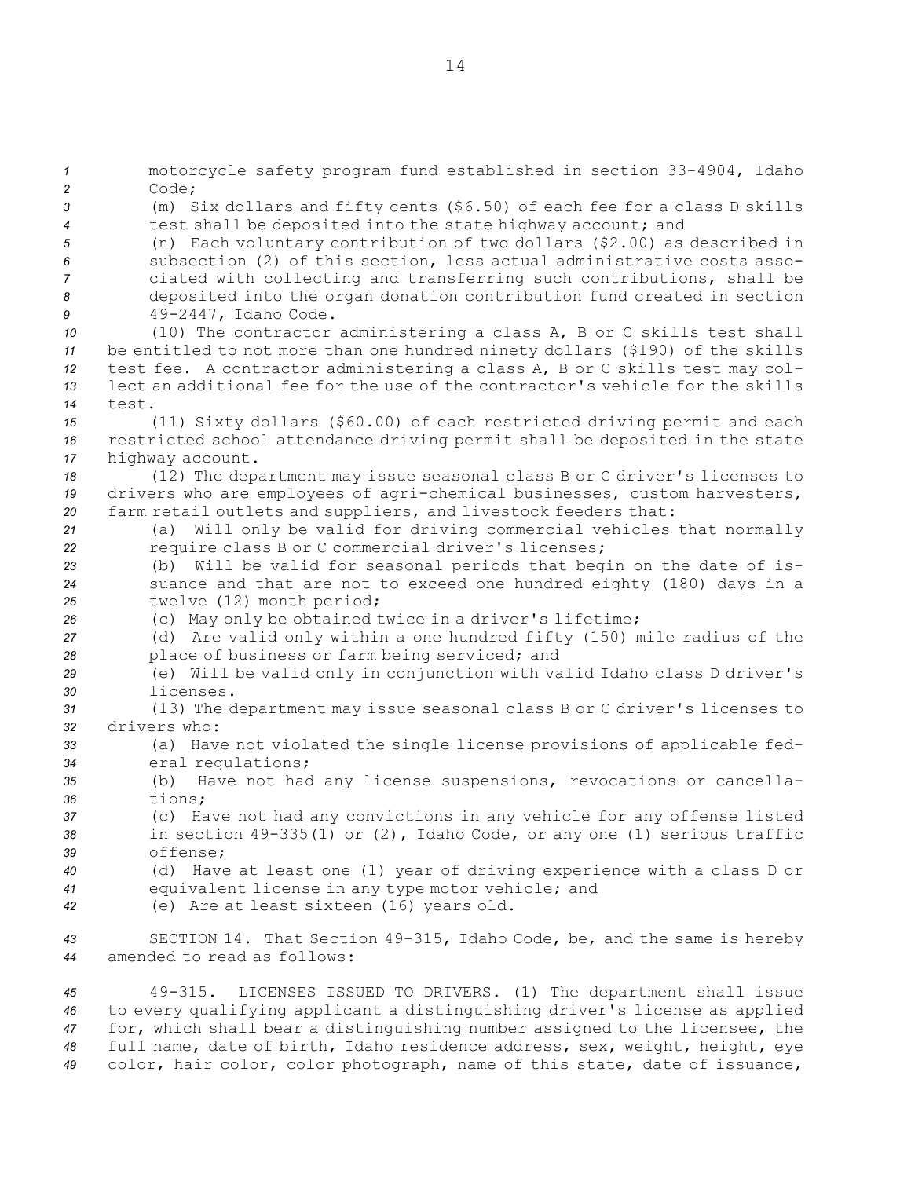motorcycle safety program fund established in section 33-4904, Idaho Code;

(m) Six dollars and fifty cents ($6.50) of each fee for a class D skills test shall be deposited into the state highway account; and

(n) Each voluntary contribution of two dollars ($2.00) as described in subsection (2) of this section, less actual administrative costs associated with collecting and transferring such contributions, shall be deposited into the organ donation contribution fund created in section 49-2447, Idaho Code.

(10) The contractor administering a class A, B or C skills test shall be entitled to not more than one hundred ninety dollars ($190) of the skills test fee. A contractor administering a class A, B or C skills test may collect an additional fee for the use of the contractor's vehicle for the skills test.

(11) Sixty dollars ($60.00) of each restricted driving permit and each restricted school attendance driving permit shall be deposited in the state highway account.

(12) The department may issue seasonal class B or C driver's licenses to drivers who are employees of agri-chemical businesses, custom harvesters, farm retail outlets and suppliers, and livestock feeders that:

(a) Will only be valid for driving commercial vehicles that normally require class B or C commercial driver's licenses;

(b) Will be valid for seasonal periods that begin on the date of issuance and that are not to exceed one hundred eighty (180) days in a twelve (12) month period;

(c) May only be obtained twice in a driver's lifetime;

(d) Are valid only within a one hundred fifty (150) mile radius of the place of business or farm being serviced; and

(e) Will be valid only in conjunction with valid Idaho class D driver's licenses.

(13) The department may issue seasonal class B or C driver's licenses to drivers who:

(a) Have not violated the single license provisions of applicable federal regulations;

(b) Have not had any license suspensions, revocations or cancellations;

(c) Have not had any convictions in any vehicle for any offense listed in section 49-335(1) or (2), Idaho Code, or any one (1) serious traffic offense;

(d) Have at least one (1) year of driving experience with a class D or equivalent license in any type motor vehicle; and

(e) Are at least sixteen (16) years old.

SECTION 14. That Section 49-315, Idaho Code, be, and the same is hereby amended to read as follows:

49-315. LICENSES ISSUED TO DRIVERS. (1) The department shall issue to every qualifying applicant a distinguishing driver's license as applied for, which shall bear a distinguishing number assigned to the licensee, the full name, date of birth, Idaho residence address, sex, weight, height, eye color, hair color, color photograph, name of this state, date of issuance,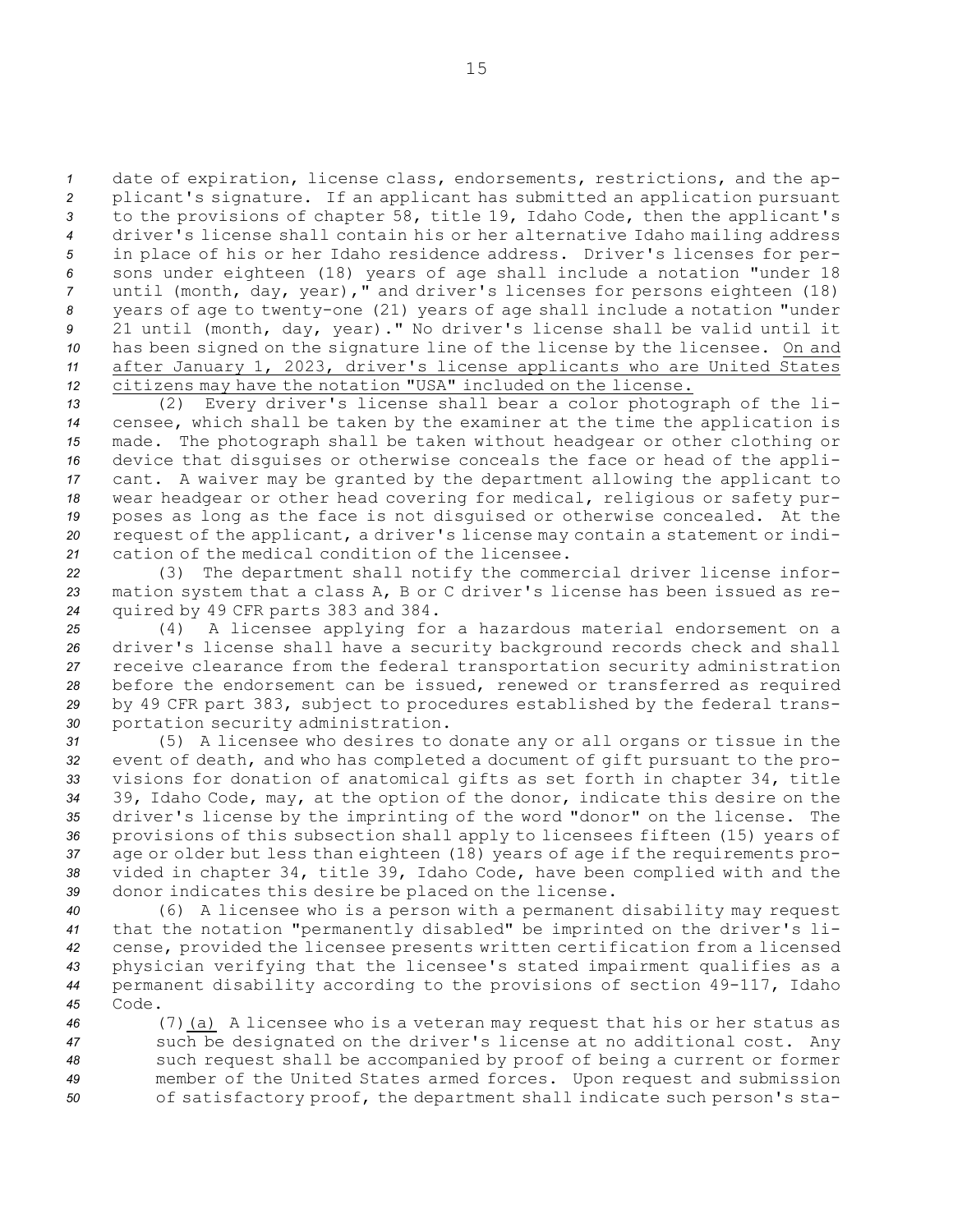date of expiration, license class, endorsements, restrictions, and the applicant's signature. If an applicant has submitted an application pursuant to the provisions of chapter 58, title 19, Idaho Code, then the applicant's driver's license shall contain his or her alternative Idaho mailing address in place of his or her Idaho residence address. Driver's licenses for persons under eighteen (18) years of age shall include a notation "under 18 until (month, day, year)," and driver's licenses for persons eighteen (18) years of age to twenty-one (21) years of age shall include a notation "under 21 until (month, day, year)." No driver's license shall be valid until it has been signed on the signature line of the license by the licensee. On and after January 1, 2023, driver's license applicants who are United States citizens may have the notation "USA" included on the license.

(2) Every driver's license shall bear a color photograph of the licensee, which shall be taken by the examiner at the time the application is made. The photograph shall be taken without headgear or other clothing or device that disguises or otherwise conceals the face or head of the applicant. A waiver may be granted by the department allowing the applicant to wear headgear or other head covering for medical, religious or safety purposes as long as the face is not disguised or otherwise concealed. At the request of the applicant, a driver's license may contain a statement or indication of the medical condition of the licensee.

(3) The department shall notify the commercial driver license information system that a class A, B or C driver's license has been issued as required by 49 CFR parts 383 and 384.

(4) A licensee applying for a hazardous material endorsement on a driver's license shall have a security background records check and shall receive clearance from the federal transportation security administration before the endorsement can be issued, renewed or transferred as required by 49 CFR part 383, subject to procedures established by the federal transportation security administration.

(5) A licensee who desires to donate any or all organs or tissue in the event of death, and who has completed a document of gift pursuant to the provisions for donation of anatomical gifts as set forth in chapter 34, title 39, Idaho Code, may, at the option of the donor, indicate this desire on the driver's license by the imprinting of the word "donor" on the license. The provisions of this subsection shall apply to licensees fifteen (15) years of age or older but less than eighteen (18) years of age if the requirements provided in chapter 34, title 39, Idaho Code, have been complied with and the donor indicates this desire be placed on the license.

(6) A licensee who is a person with a permanent disability may request that the notation "permanently disabled" be imprinted on the driver's license, provided the licensee presents written certification from a licensed physician verifying that the licensee's stated impairment qualifies as a permanent disability according to the provisions of section 49-117, Idaho Code.

(7) (a) A licensee who is a veteran may request that his or her status as such be designated on the driver's license at no additional cost. Any such request shall be accompanied by proof of being a current or former member of the United States armed forces. Upon request and submission of satisfactory proof, the department shall indicate such person's sta-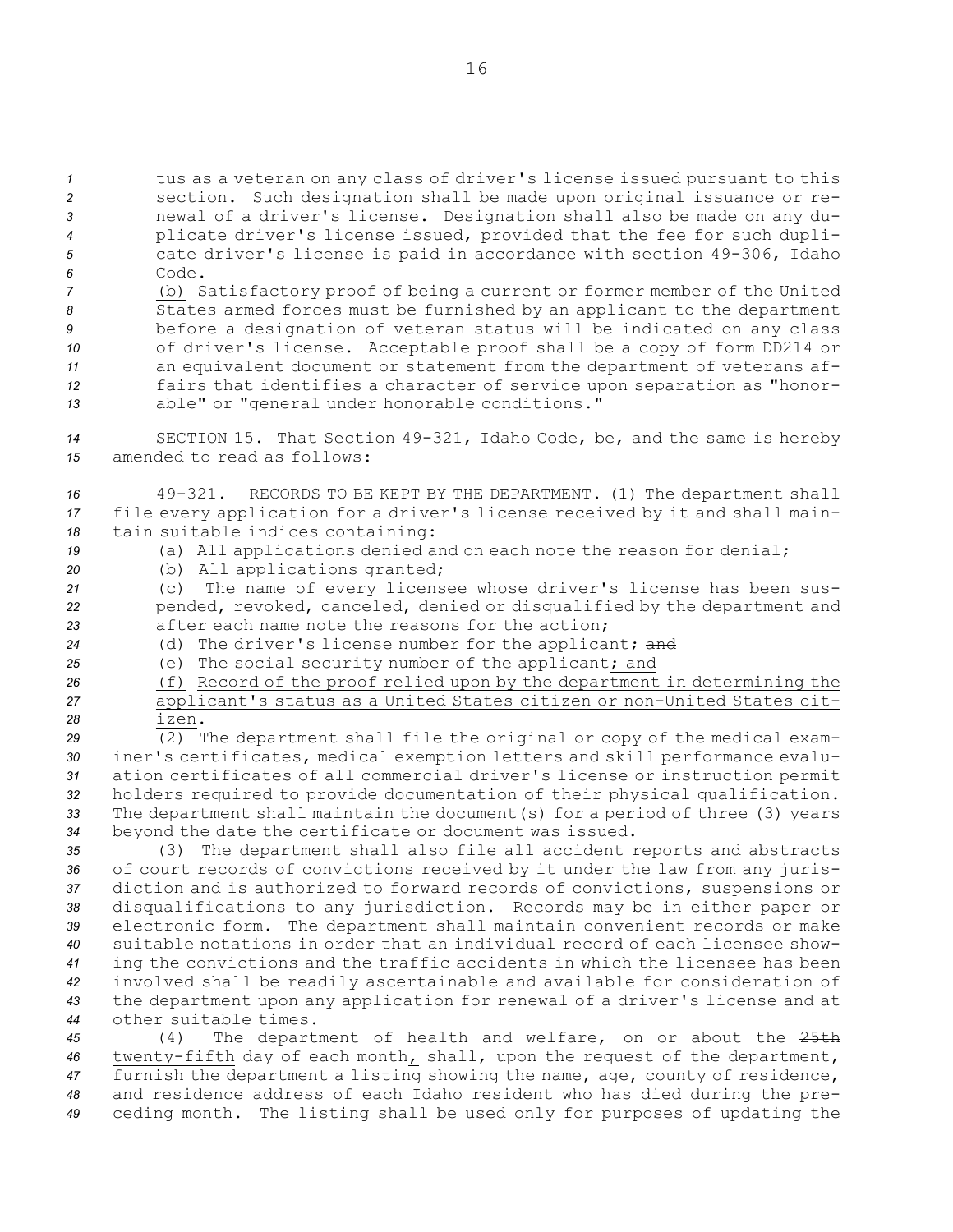tus as a veteran on any class of driver's license issued pursuant to this section. Such designation shall be made upon original issuance or renewal of a driver's license. Designation shall also be made on any duplicate driver's license issued, provided that the fee for such duplicate driver's license is paid in accordance with section 49-306, Idaho Code.

(b) Satisfactory proof of being a current or former member of the United States armed forces must be furnished by an applicant to the department before a designation of veteran status will be indicated on any class of driver's license. Acceptable proof shall be a copy of form DD214 or an equivalent document or statement from the department of veterans affairs that identifies a character of service upon separation as "honorable" or "general under honorable conditions."

SECTION 15. That Section 49-321, Idaho Code, be, and the same is hereby amended to read as follows:

49-321. RECORDS TO BE KEPT BY THE DEPARTMENT. (1) The department shall file every application for a driver's license received by it and shall maintain suitable indices containing:

(a) All applications denied and on each note the reason for denial;

(b) All applications granted;

(c) The name of every licensee whose driver's license has been suspended, revoked, canceled, denied or disqualified by the department and after each name note the reasons for the action;

(d) The driver's license number for the applicant; ~~and~~

(e) The social security number of the applicant; and

(f) Record of the proof relied upon by the department in determining the applicant's status as a United States citizen or non-United States citizen.

(2) The department shall file the original or copy of the medical examiner's certificates, medical exemption letters and skill performance evaluation certificates of all commercial driver's license or instruction permit holders required to provide documentation of their physical qualification. The department shall maintain the document(s) for a period of three (3) years beyond the date the certificate or document was issued.

(3) The department shall also file all accident reports and abstracts of court records of convictions received by it under the law from any jurisdiction and is authorized to forward records of convictions, suspensions or disqualifications to any jurisdiction. Records may be in either paper or electronic form. The department shall maintain convenient records or make suitable notations in order that an individual record of each licensee showing the convictions and the traffic accidents in which the licensee has been involved shall be readily ascertainable and available for consideration of the department upon any application for renewal of a driver's license and at other suitable times.

(4) The department of health and welfare, on or about the ~~25th~~ twenty-fifth day of each month, shall, upon the request of the department, furnish the department a listing showing the name, age, county of residence, and residence address of each Idaho resident who has died during the preceding month. The listing shall be used only for purposes of updating the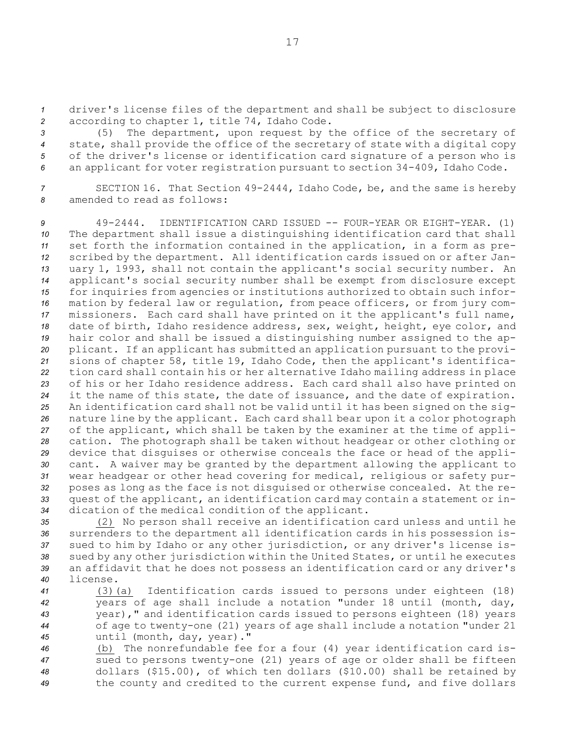driver's license files of the department and shall be subject to disclosure according to chapter 1, title 74, Idaho Code.

(5) The department, upon request by the office of the secretary of state, shall provide the office of the secretary of state with a digital copy of the driver's license or identification card signature of a person who is an applicant for voter registration pursuant to section 34-409, Idaho Code.

SECTION 16. That Section 49-2444, Idaho Code, be, and the same is hereby amended to read as follows:

49-2444. IDENTIFICATION CARD ISSUED -- FOUR-YEAR OR EIGHT-YEAR. (1) The department shall issue a distinguishing identification card that shall set forth the information contained in the application, in a form as prescribed by the department. All identification cards issued on or after January 1, 1993, shall not contain the applicant's social security number. An applicant's social security number shall be exempt from disclosure except for inquiries from agencies or institutions authorized to obtain such information by federal law or regulation, from peace officers, or from jury commissioners. Each card shall have printed on it the applicant's full name, date of birth, Idaho residence address, sex, weight, height, eye color, and hair color and shall be issued a distinguishing number assigned to the applicant. If an applicant has submitted an application pursuant to the provisions of chapter 58, title 19, Idaho Code, then the applicant's identification card shall contain his or her alternative Idaho mailing address in place of his or her Idaho residence address. Each card shall also have printed on it the name of this state, the date of issuance, and the date of expiration. An identification card shall not be valid until it has been signed on the signature line by the applicant. Each card shall bear upon it a color photograph of the applicant, which shall be taken by the examiner at the time of application. The photograph shall be taken without headgear or other clothing or device that disguises or otherwise conceals the face or head of the applicant. A waiver may be granted by the department allowing the applicant to wear headgear or other head covering for medical, religious or safety purposes as long as the face is not disguised or otherwise concealed. At the request of the applicant, an identification card may contain a statement or indication of the medical condition of the applicant.

(2) No person shall receive an identification card unless and until he surrenders to the department all identification cards in his possession issued to him by Idaho or any other jurisdiction, or any driver's license issued by any other jurisdiction within the United States, or until he executes an affidavit that he does not possess an identification card or any driver's license.

(3)(a) Identification cards issued to persons under eighteen (18) years of age shall include a notation "under 18 until (month, day, year)," and identification cards issued to persons eighteen (18) years of age to twenty-one (21) years of age shall include a notation "under 21 until (month, day, year)."

(b) The nonrefundable fee for a four (4) year identification card issued to persons twenty-one (21) years of age or older shall be fifteen dollars ($15.00), of which ten dollars ($10.00) shall be retained by the county and credited to the current expense fund, and five dollars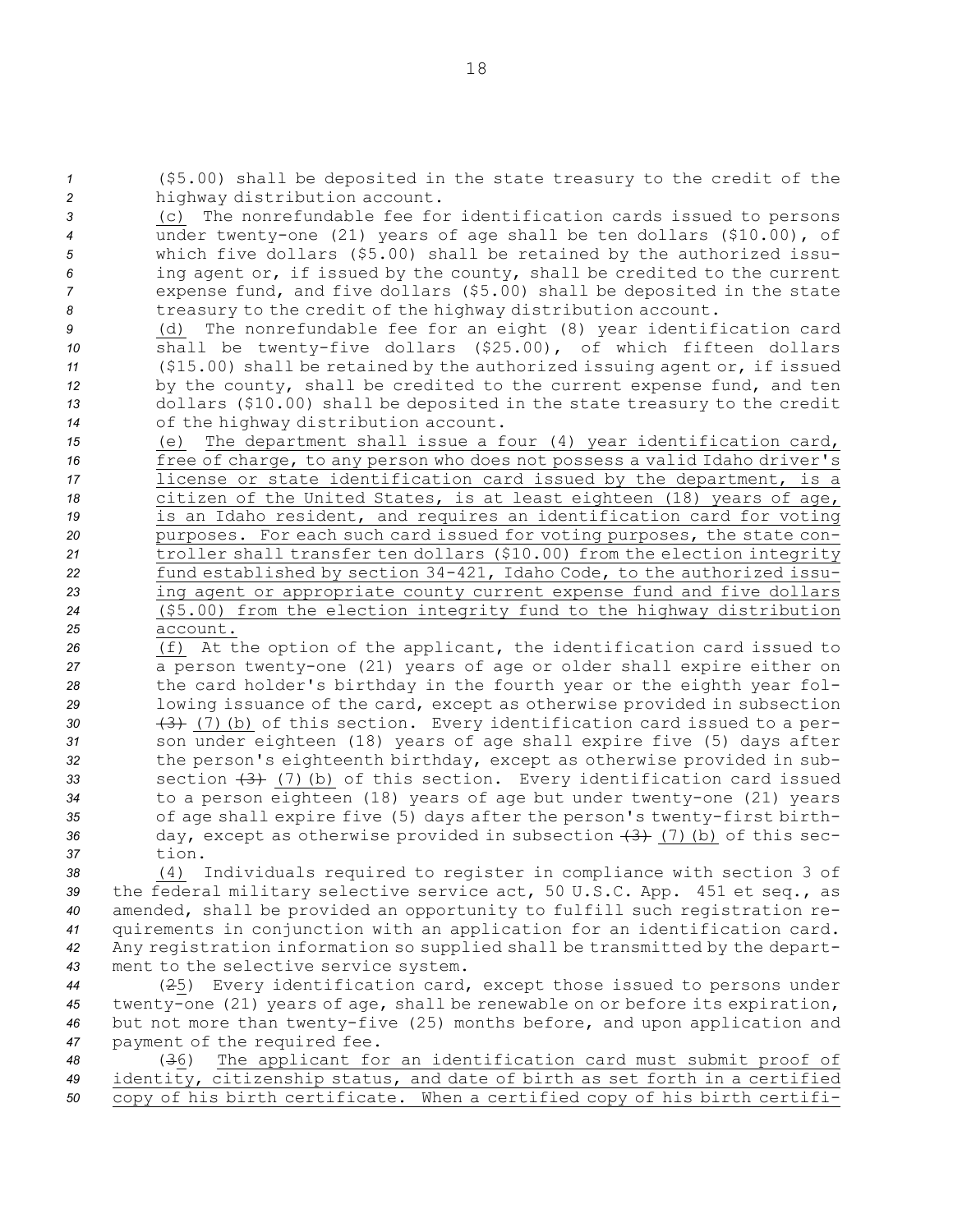($5.00) shall be deposited in the state treasury to the credit of the highway distribution account.

(c) The nonrefundable fee for identification cards issued to persons under twenty-one (21) years of age shall be ten dollars ($10.00), of which five dollars ($5.00) shall be retained by the authorized issuing agent or, if issued by the county, shall be credited to the current expense fund, and five dollars ($5.00) shall be deposited in the state treasury to the credit of the highway distribution account.

(d) The nonrefundable fee for an eight (8) year identification card shall be twenty-five dollars ($25.00), of which fifteen dollars ($15.00) shall be retained by the authorized issuing agent or, if issued by the county, shall be credited to the current expense fund, and ten dollars ($10.00) shall be deposited in the state treasury to the credit of the highway distribution account.

(e) The department shall issue a four (4) year identification card, free of charge, to any person who does not possess a valid Idaho driver's license or state identification card issued by the department, is a citizen of the United States, is at least eighteen (18) years of age, is an Idaho resident, and requires an identification card for voting purposes. For each such card issued for voting purposes, the state controller shall transfer ten dollars ($10.00) from the election integrity fund established by section 34-421, Idaho Code, to the authorized issuing agent or appropriate county current expense fund and five dollars ($5.00) from the election integrity fund to the highway distribution account.

(f) At the option of the applicant, the identification card issued to a person twenty-one (21) years of age or older shall expire either on the card holder's birthday in the fourth year or the eighth year following issuance of the card, except as otherwise provided in subsection ~~(3)~~ (7)(b) of this section. Every identification card issued to a person under eighteen (18) years of age shall expire five (5) days after the person's eighteenth birthday, except as otherwise provided in subsection ~~(3)~~ (7)(b) of this section. Every identification card issued to a person eighteen (18) years of age but under twenty-one (21) years of age shall expire five (5) days after the person's twenty-first birthday, except as otherwise provided in subsection ~~(3)~~ (7)(b) of this section.

(4) Individuals required to register in compliance with section 3 of the federal military selective service act, 50 U.S.C. App. 451 et seq., as amended, shall be provided an opportunity to fulfill such registration requirements in conjunction with an application for an identification card. Any registration information so supplied shall be transmitted by the department to the selective service system.

(~~2~~5) Every identification card, except those issued to persons under twenty-one (21) years of age, shall be renewable on or before its expiration, but not more than twenty-five (25) months before, and upon application and payment of the required fee.

(~~3~~6) The applicant for an identification card must submit proof of identity, citizenship status, and date of birth as set forth in a certified copy of his birth certificate. When a certified copy of his birth certifi-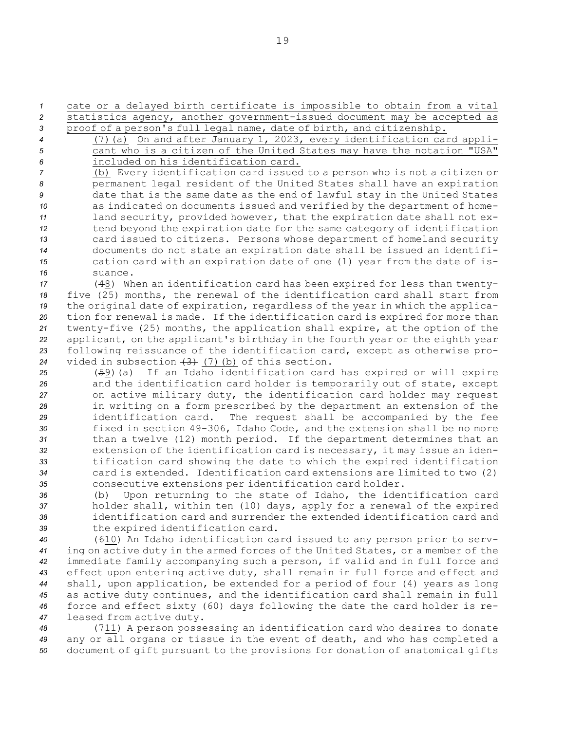cate or a delayed birth certificate is impossible to obtain from a vital statistics agency, another government-issued document may be accepted as proof of a person's full legal name, date of birth, and citizenship.

(7)(a) On and after January 1, 2023, every identification card applicant who is a citizen of the United States may have the notation "USA" included on his identification card.

(b) Every identification card issued to a person who is not a citizen or permanent legal resident of the United States shall have an expiration date that is the same date as the end of lawful stay in the United States as indicated on documents issued and verified by the department of homeland security, provided however, that the expiration date shall not extend beyond the expiration date for the same category of identification card issued to citizens. Persons whose department of homeland security documents do not state an expiration date shall be issued an identification card with an expiration date of one (1) year from the date of issuance.

(48) When an identification card has been expired for less than twenty-five (25) months, the renewal of the identification card shall start from the original date of expiration, regardless of the year in which the application for renewal is made. If the identification card is expired for more than twenty-five (25) months, the application shall expire, at the option of the applicant, on the applicant's birthday in the fourth year or the eighth year following reissuance of the identification card, except as otherwise provided in subsection (3) (7)(b) of this section.

(59)(a) If an Idaho identification card has expired or will expire and the identification card holder is temporarily out of state, except on active military duty, the identification card holder may request in writing on a form prescribed by the department an extension of the identification card. The request shall be accompanied by the fee fixed in section 49-306, Idaho Code, and the extension shall be no more than a twelve (12) month period. If the department determines that an extension of the identification card is necessary, it may issue an identification card showing the date to which the expired identification card is extended. Identification card extensions are limited to two (2) consecutive extensions per identification card holder.

(b) Upon returning to the state of Idaho, the identification card holder shall, within ten (10) days, apply for a renewal of the expired identification card and surrender the extended identification card and the expired identification card.

(610) An Idaho identification card issued to any person prior to serving on active duty in the armed forces of the United States, or a member of the immediate family accompanying such a person, if valid and in full force and effect upon entering active duty, shall remain in full force and effect and shall, upon application, be extended for a period of four (4) years as long as active duty continues, and the identification card shall remain in full force and effect sixty (60) days following the date the card holder is released from active duty.

(711) A person possessing an identification card who desires to donate any or all organs or tissue in the event of death, and who has completed a document of gift pursuant to the provisions for donation of anatomical gifts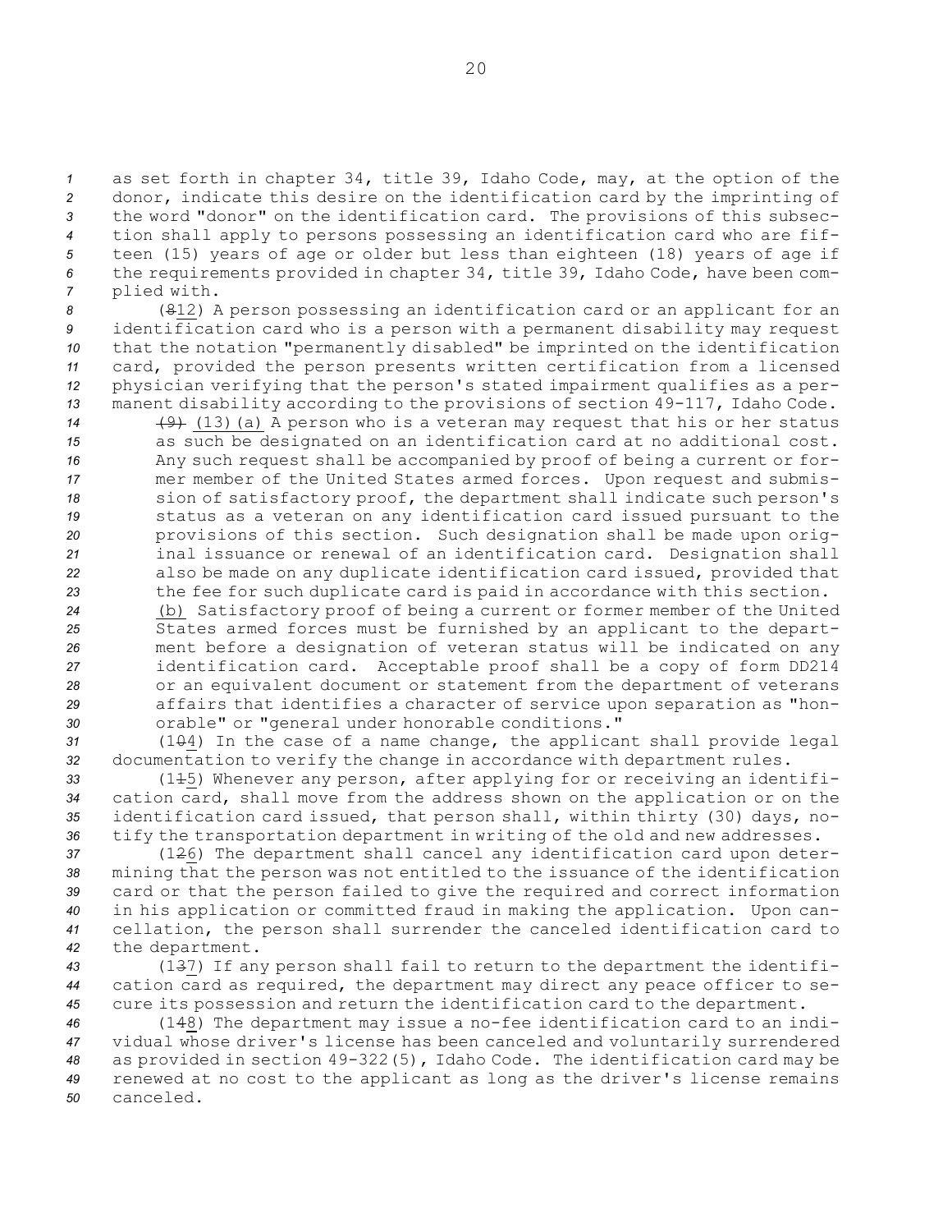as set forth in chapter 34, title 39, Idaho Code, may, at the option of the donor, indicate this desire on the identification card by the imprinting of the word "donor" on the identification card. The provisions of this subsection shall apply to persons possessing an identification card who are fifteen (15) years of age or older but less than eighteen (18) years of age if the requirements provided in chapter 34, title 39, Idaho Code, have been complied with.

(~~8~~12) A person possessing an identification card or an applicant for an identification card who is a person with a permanent disability may request that the notation "permanently disabled" be imprinted on the identification card, provided the person presents written certification from a licensed physician verifying that the person's stated impairment qualifies as a permanent disability according to the provisions of section 49-117, Idaho Code.

~~(9)~~ (13)(a) A person who is a veteran may request that his or her status as such be designated on an identification card at no additional cost. Any such request shall be accompanied by proof of being a current or former member of the United States armed forces. Upon request and submission of satisfactory proof, the department shall indicate such person's status as a veteran on any identification card issued pursuant to the provisions of this section. Such designation shall be made upon original issuance or renewal of an identification card. Designation shall also be made on any duplicate identification card issued, provided that the fee for such duplicate card is paid in accordance with this section.

(b) Satisfactory proof of being a current or former member of the United States armed forces must be furnished by an applicant to the department before a designation of veteran status will be indicated on any identification card. Acceptable proof shall be a copy of form DD214 or an equivalent document or statement from the department of veterans affairs that identifies a character of service upon separation as "honorable" or "general under honorable conditions."

(1~~0~~4) In the case of a name change, the applicant shall provide legal documentation to verify the change in accordance with department rules.

(1~~1~~5) Whenever any person, after applying for or receiving an identification card, shall move from the address shown on the application or on the identification card issued, that person shall, within thirty (30) days, notify the transportation department in writing of the old and new addresses.

(1~~2~~6) The department shall cancel any identification card upon determining that the person was not entitled to the issuance of the identification card or that the person failed to give the required and correct information in his application or committed fraud in making the application. Upon cancellation, the person shall surrender the canceled identification card to the department.

(1~~3~~7) If any person shall fail to return to the department the identification card as required, the department may direct any peace officer to secure its possession and return the identification card to the department.

(1~~4~~8) The department may issue a no-fee identification card to an individual whose driver's license has been canceled and voluntarily surrendered as provided in section 49-322(5), Idaho Code. The identification card may be renewed at no cost to the applicant as long as the driver's license remains canceled.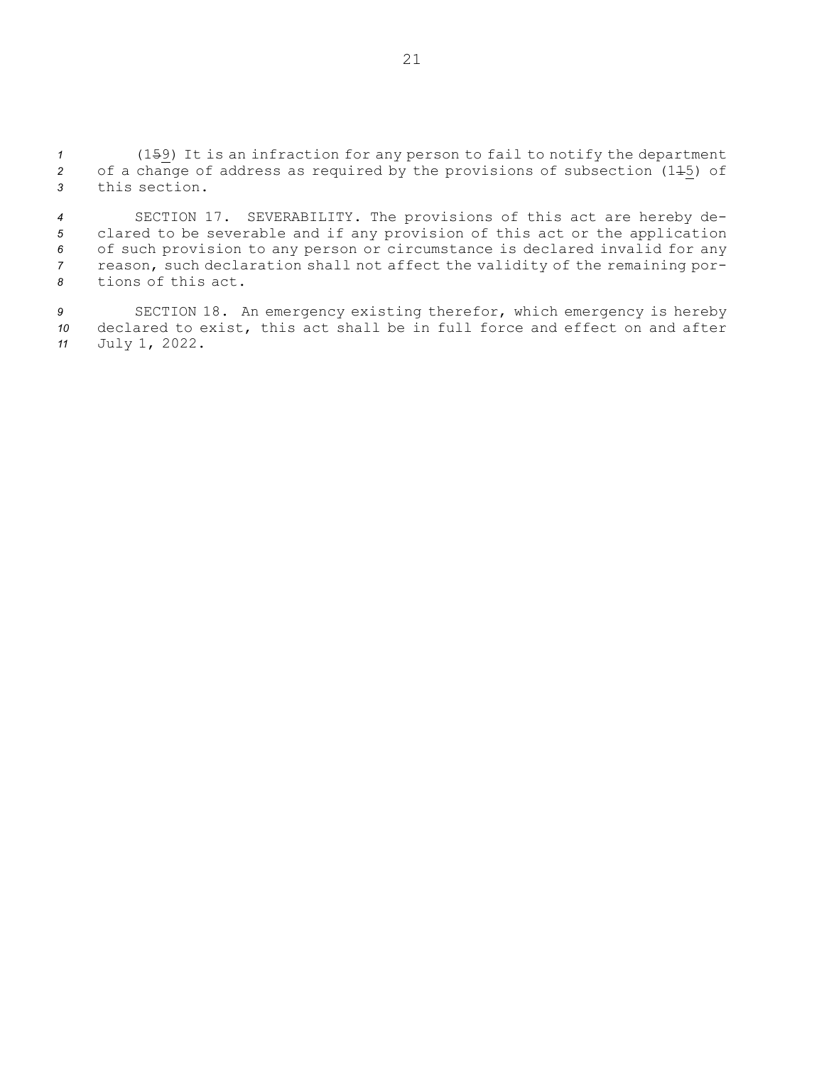(1~~5~~9) It is an infraction for any person to fail to notify the department of a change of address as required by the provisions of subsection (1~~1~~5) of this section.

SECTION 17. SEVERABILITY. The provisions of this act are hereby declared to be severable and if any provision of this act or the application of such provision to any person or circumstance is declared invalid for any reason, such declaration shall not affect the validity of the remaining portions of this act.

SECTION 18. An emergency existing therefor, which emergency is hereby declared to exist, this act shall be in full force and effect on and after July 1, 2022.